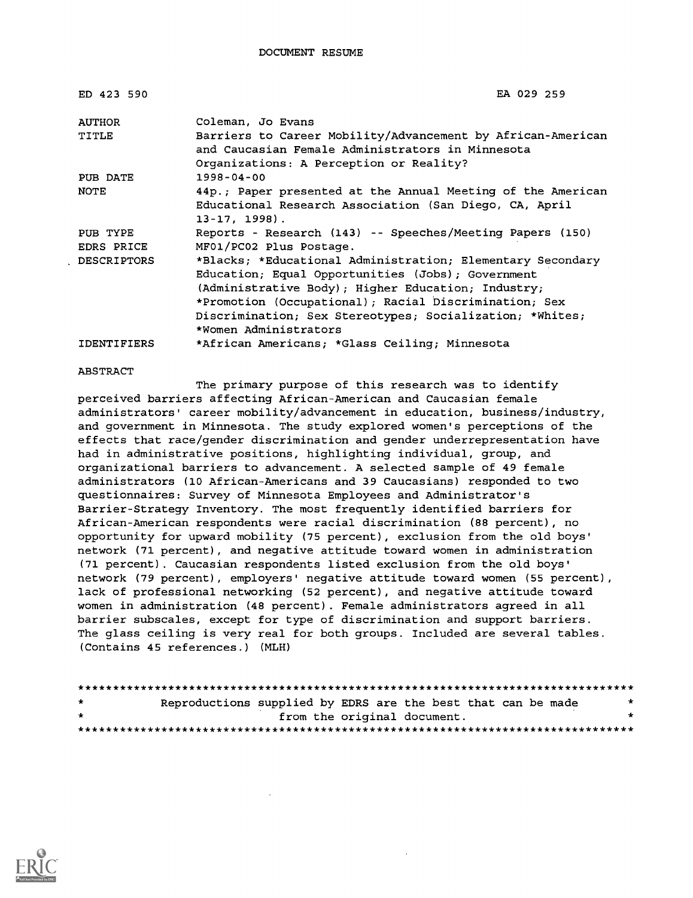DOCUMENT RESUME

| | |
|---|---|
| ED 423 590 | EA 029 259 |
| AUTHOR | Coleman, Jo Evans |
| TITLE | Barriers to Career Mobility/Advancement by African-American and Caucasian Female Administrators in Minnesota Organizations: A Perception or Reality? |
| PUB DATE | 1998-04-00 |
| NOTE | 44p.; Paper presented at the Annual Meeting of the American Educational Research Association (San Diego, CA, April 13-17, 1998). |
| PUB TYPE | Reports - Research (143) -- Speeches/Meeting Papers (150) |
| EDRS PRICE | MF01/PC02 Plus Postage. |
| DESCRIPTORS | *Blacks; *Educational Administration; Elementary Secondary Education; Equal Opportunities (Jobs); Government (Administrative Body); Higher Education; Industry; *Promotion (Occupational); Racial Discrimination; Sex Discrimination; Sex Stereotypes; Socialization; *Whites; *Women Administrators |
| IDENTIFIERS | *African Americans; *Glass Ceiling; Minnesota |

ABSTRACT

The primary purpose of this research was to identify perceived barriers affecting African-American and Caucasian female administrators' career mobility/advancement in education, business/industry, and government in Minnesota. The study explored women's perceptions of the effects that race/gender discrimination and gender underrepresentation have had in administrative positions, highlighting individual, group, and organizational barriers to advancement. A selected sample of 49 female administrators (10 African-Americans and 39 Caucasians) responded to two questionnaires: Survey of Minnesota Employees and Administrator's Barrier-Strategy Inventory. The most frequently identified barriers for African-American respondents were racial discrimination (88 percent), no opportunity for upward mobility (75 percent), exclusion from the old boys' network (71 percent), and negative attitude toward women in administration (71 percent). Caucasian respondents listed exclusion from the old boys' network (79 percent), employers' negative attitude toward women (55 percent), lack of professional networking (52 percent), and negative attitude toward women in administration (48 percent). Female administrators agreed in all barrier subscales, except for type of discrimination and support barriers. The glass ceiling is very real for both groups. Included are several tables. (Contains 45 references.) (MLH)

********************************************************************************
* Reproductions supplied by EDRS are the best that can be made *
* from the original document. *
********************************************************************************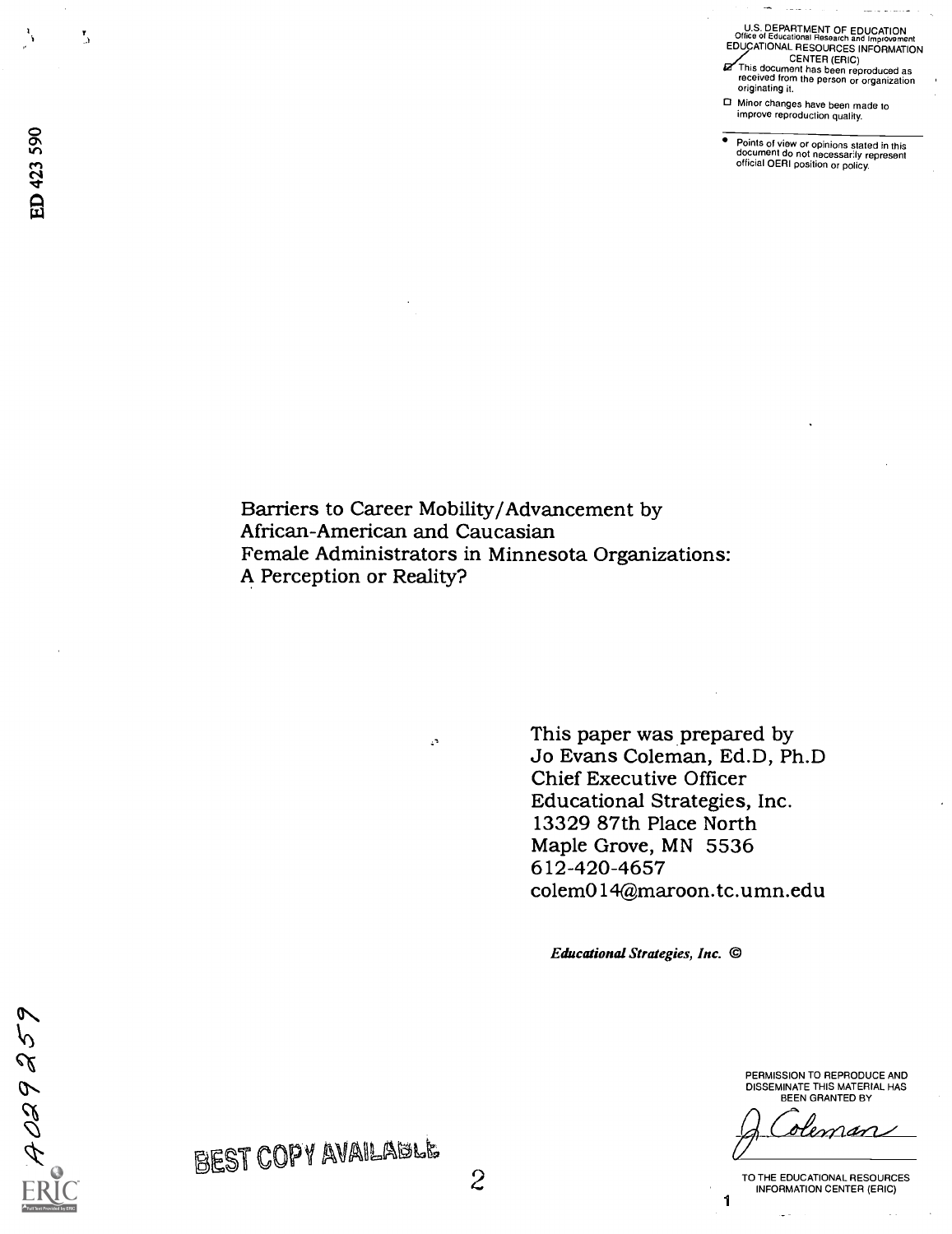U.S. DEPARTMENT OF EDUCATION
Office of Educational Research and Improvement
EDUCATIONAL RESOURCES INFORMATION CENTER (ERIC)

☑ This document has been reproduced as received from the person or organization originating it.

☐ Minor changes have been made to improve reproduction quality.

- Points of view or opinions stated in this document do not necessarily represent official OERI position or policy.

ED 423 590

# Barriers to Career Mobility/Advancement by African-American and Caucasian Female Administrators in Minnesota Organizations: A Perception or Reality?

This paper was prepared by
Jo Evans Coleman, Ed.D, Ph.D
Chief Executive Officer
Educational Strategies, Inc.
13329 87th Place North
Maple Grove, MN 5536
612-420-4657
colem014@maroon.tc.umn.edu

***Educational Strategies, Inc.*** ©

PERMISSION TO REPRODUCE AND DISSEMINATE THIS MATERIAL HAS BEEN GRANTED BY

J. Coleman

TO THE EDUCATIONAL RESOURCES INFORMATION CENTER (ERIC)

A029259

BEST COPY AVAILABLE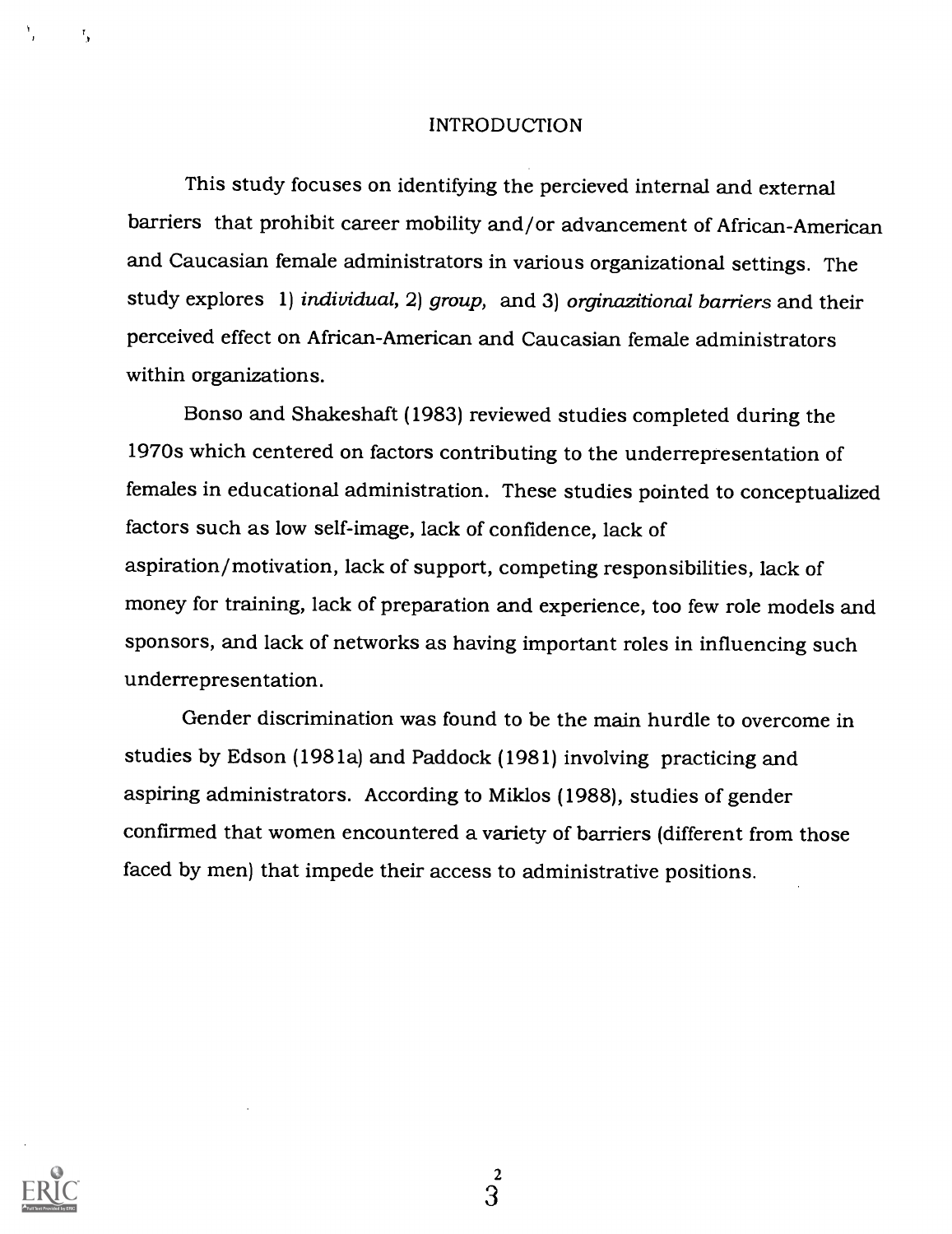# INTRODUCTION

This study focuses on identifying the percieved internal and external barriers that prohibit career mobility and/or advancement of African-American and Caucasian female administrators in various organizational settings. The study explores 1) *individual*, 2) *group*, and 3) *orginazitional barriers* and their perceived effect on African-American and Caucasian female administrators within organizations.

Bonso and Shakeshaft (1983) reviewed studies completed during the 1970s which centered on factors contributing to the underrepresentation of females in educational administration. These studies pointed to conceptualized factors such as low self-image, lack of confidence, lack of aspiration/motivation, lack of support, competing responsibilities, lack of money for training, lack of preparation and experience, too few role models and sponsors, and lack of networks as having important roles in influencing such underrepresentation.

Gender discrimination was found to be the main hurdle to overcome in studies by Edson (1981a) and Paddock (1981) involving practicing and aspiring administrators. According to Miklos (1988), studies of gender confirmed that women encountered a variety of barriers (different from those faced by men) that impede their access to administrative positions.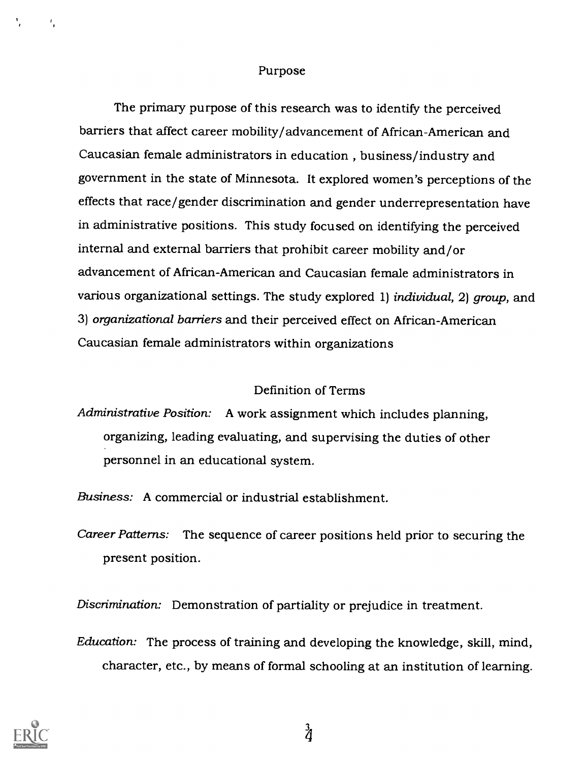## Purpose

The primary purpose of this research was to identify the perceived barriers that affect career mobility/advancement of African-American and Caucasian female administrators in education , business/industry and government in the state of Minnesota. It explored women's perceptions of the effects that race/gender discrimination and gender underrepresentation have in administrative positions. This study focused on identifying the perceived internal and external barriers that prohibit career mobility and/or advancement of African-American and Caucasian female administrators in various organizational settings. The study explored 1) *individual*, 2) *group*, and 3) *organizational barriers* and their perceived effect on African-American Caucasian female administrators within organizations

## Definition of Terms

*Administrative Position:* A work assignment which includes planning, organizing, leading evaluating, and supervising the duties of other personnel in an educational system.

*Business:* A commercial or industrial establishment.

*Career Patterns:* The sequence of career positions held prior to securing the present position.

*Discrimination:* Demonstration of partiality or prejudice in treatment.

*Education:* The process of training and developing the knowledge, skill, mind, character, etc., by means of formal schooling at an institution of learning.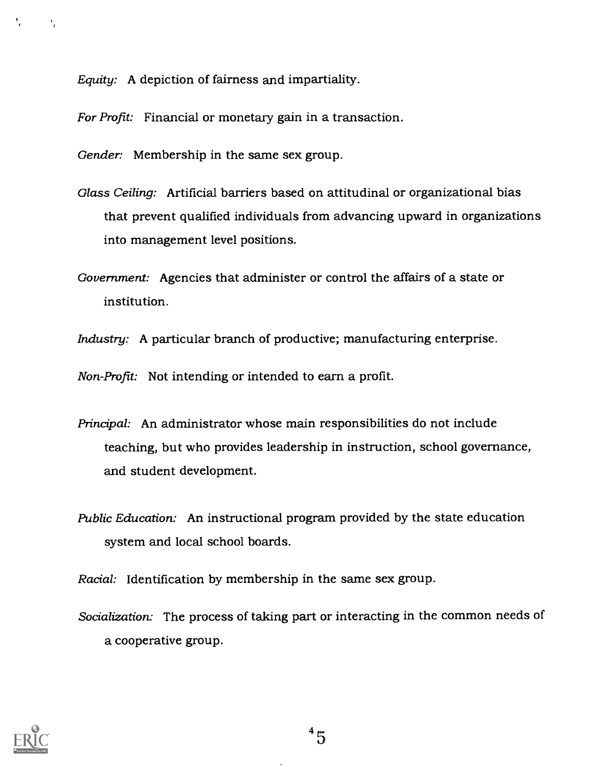*Equity:* A depiction of fairness and impartiality.

*For Profit:* Financial or monetary gain in a transaction.

*Gender:* Membership in the same sex group.

*Glass Ceiling:* Artificial barriers based on attitudinal or organizational bias that prevent qualified individuals from advancing upward in organizations into management level positions.

*Government:* Agencies that administer or control the affairs of a state or institution.

*Industry:* A particular branch of productive; manufacturing enterprise.

*Non-Profit:* Not intending or intended to earn a profit.

*Principal:* An administrator whose main responsibilities do not include teaching, but who provides leadership in instruction, school governance, and student development.

*Public Education:* An instructional program provided by the state education system and local school boards.

*Racial:* Identification by membership in the same sex group.

*Socialization:* The process of taking part or interacting in the common needs of a cooperative group.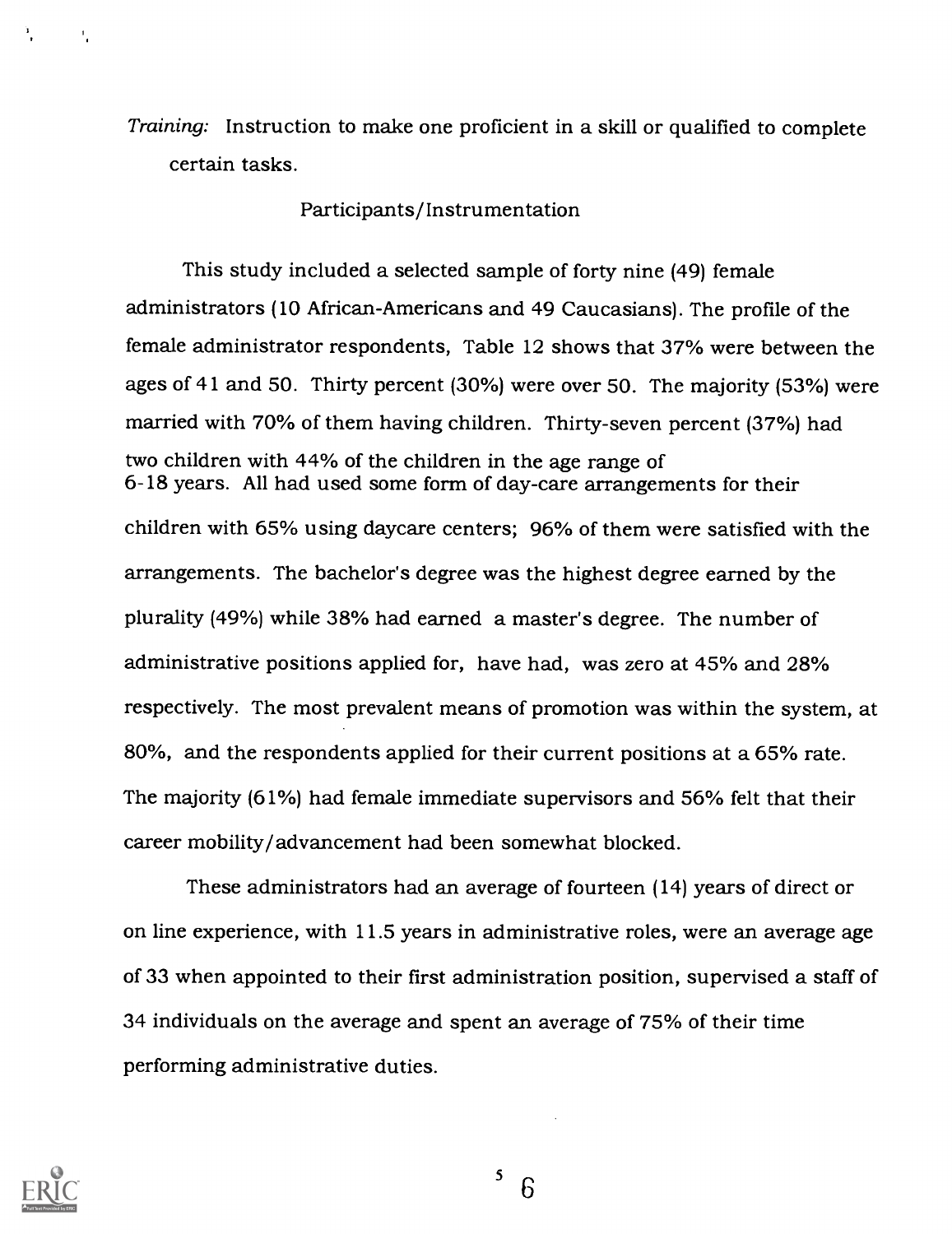*Training:* Instruction to make one proficient in a skill or qualified to complete certain tasks.

## Participants/Instrumentation

This study included a selected sample of forty nine (49) female administrators (10 African-Americans and 49 Caucasians). The profile of the female administrator respondents, Table 12 shows that 37% were between the ages of 41 and 50. Thirty percent (30%) were over 50. The majority (53%) were married with 70% of them having children. Thirty-seven percent (37%) had two children with 44% of the children in the age range of 6-18 years. All had used some form of day-care arrangements for their children with 65% using daycare centers; 96% of them were satisfied with the arrangements. The bachelor's degree was the highest degree earned by the plurality (49%) while 38% had earned a master's degree. The number of administrative positions applied for, have had, was zero at 45% and 28% respectively. The most prevalent means of promotion was within the system, at 80%, and the respondents applied for their current positions at a 65% rate. The majority (61%) had female immediate supervisors and 56% felt that their career mobility/advancement had been somewhat blocked.

These administrators had an average of fourteen (14) years of direct or on line experience, with 11.5 years in administrative roles, were an average age of 33 when appointed to their first administration position, supervised a staff of 34 individuals on the average and spent an average of 75% of their time performing administrative duties.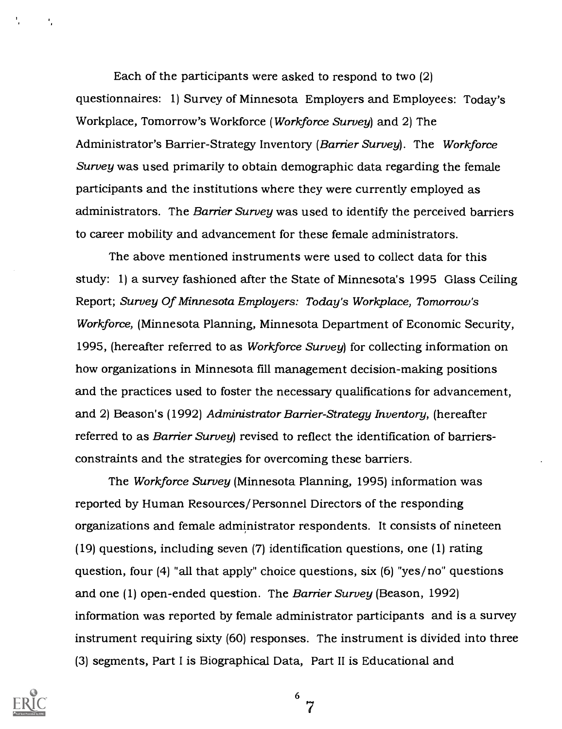Each of the participants were asked to respond to two (2) questionnaires: 1) Survey of Minnesota Employers and Employees: Today's Workplace, Tomorrow's Workforce (*Workforce Survey*) and 2) The Administrator's Barrier-Strategy Inventory (*Barrier Survey*). The *Workforce Survey* was used primarily to obtain demographic data regarding the female participants and the institutions where they were currently employed as administrators. The *Barrier Survey* was used to identify the perceived barriers to career mobility and advancement for these female administrators.

The above mentioned instruments were used to collect data for this study: 1) a survey fashioned after the State of Minnesota's 1995 Glass Ceiling Report; *Survey Of Minnesota Employers: Today's Workplace, Tomorrow's Workforce,* (Minnesota Planning, Minnesota Department of Economic Security, 1995, (hereafter referred to as *Workforce Survey*) for collecting information on how organizations in Minnesota fill management decision-making positions and the practices used to foster the necessary qualifications for advancement, and 2) Beason's (1992) *Administrator Barrier-Strategy Inventory,* (hereafter referred to as *Barrier Survey*) revised to reflect the identification of barriers-constraints and the strategies for overcoming these barriers.

The *Workforce Survey* (Minnesota Planning, 1995) information was reported by Human Resources/Personnel Directors of the responding organizations and female administrator respondents. It consists of nineteen (19) questions, including seven (7) identification questions, one (1) rating question, four (4) "all that apply" choice questions, six (6) "yes/no" questions and one (1) open-ended question. The *Barrier Survey* (Beason, 1992) information was reported by female administrator participants and is a survey instrument requiring sixty (60) responses. The instrument is divided into three (3) segments, Part I is Biographical Data, Part II is Educational and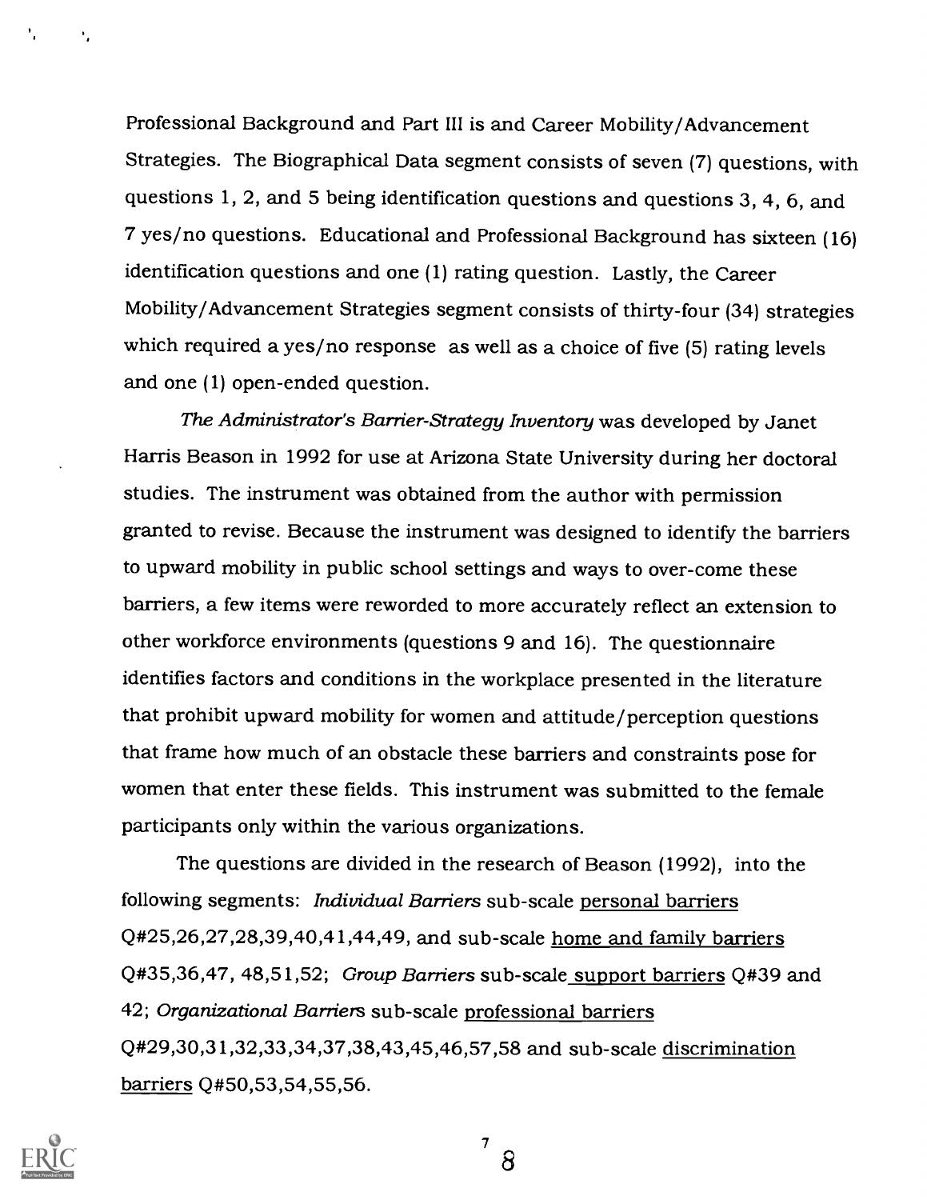Professional Background and Part III is and Career Mobility/Advancement Strategies. The Biographical Data segment consists of seven (7) questions, with questions 1, 2, and 5 being identification questions and questions 3, 4, 6, and 7 yes/no questions. Educational and Professional Background has sixteen (16) identification questions and one (1) rating question. Lastly, the Career Mobility/Advancement Strategies segment consists of thirty-four (34) strategies which required a yes/no response as well as a choice of five (5) rating levels and one (1) open-ended question.

*The Administrator's Barrier-Strategy Inventory* was developed by Janet Harris Beason in 1992 for use at Arizona State University during her doctoral studies. The instrument was obtained from the author with permission granted to revise. Because the instrument was designed to identify the barriers to upward mobility in public school settings and ways to over-come these barriers, a few items were reworded to more accurately reflect an extension to other workforce environments (questions 9 and 16). The questionnaire identifies factors and conditions in the workplace presented in the literature that prohibit upward mobility for women and attitude/perception questions that frame how much of an obstacle these barriers and constraints pose for women that enter these fields. This instrument was submitted to the female participants only within the various organizations.

The questions are divided in the research of Beason (1992), into the following segments: *Individual Barriers* sub-scale <u>personal barriers</u> Q#25,26,27,28,39,40,41,44,49, and sub-scale <u>home and family barriers</u> Q#35,36,47, 48,51,52; *Group Barriers* sub-scale <u>support barriers</u> Q#39 and 42; *Organizational Barriers* sub-scale <u>professional barriers</u> Q#29,30,31,32,33,34,37,38,43,45,46,57,58 and sub-scale <u>discrimination barriers</u> Q#50,53,54,55,56.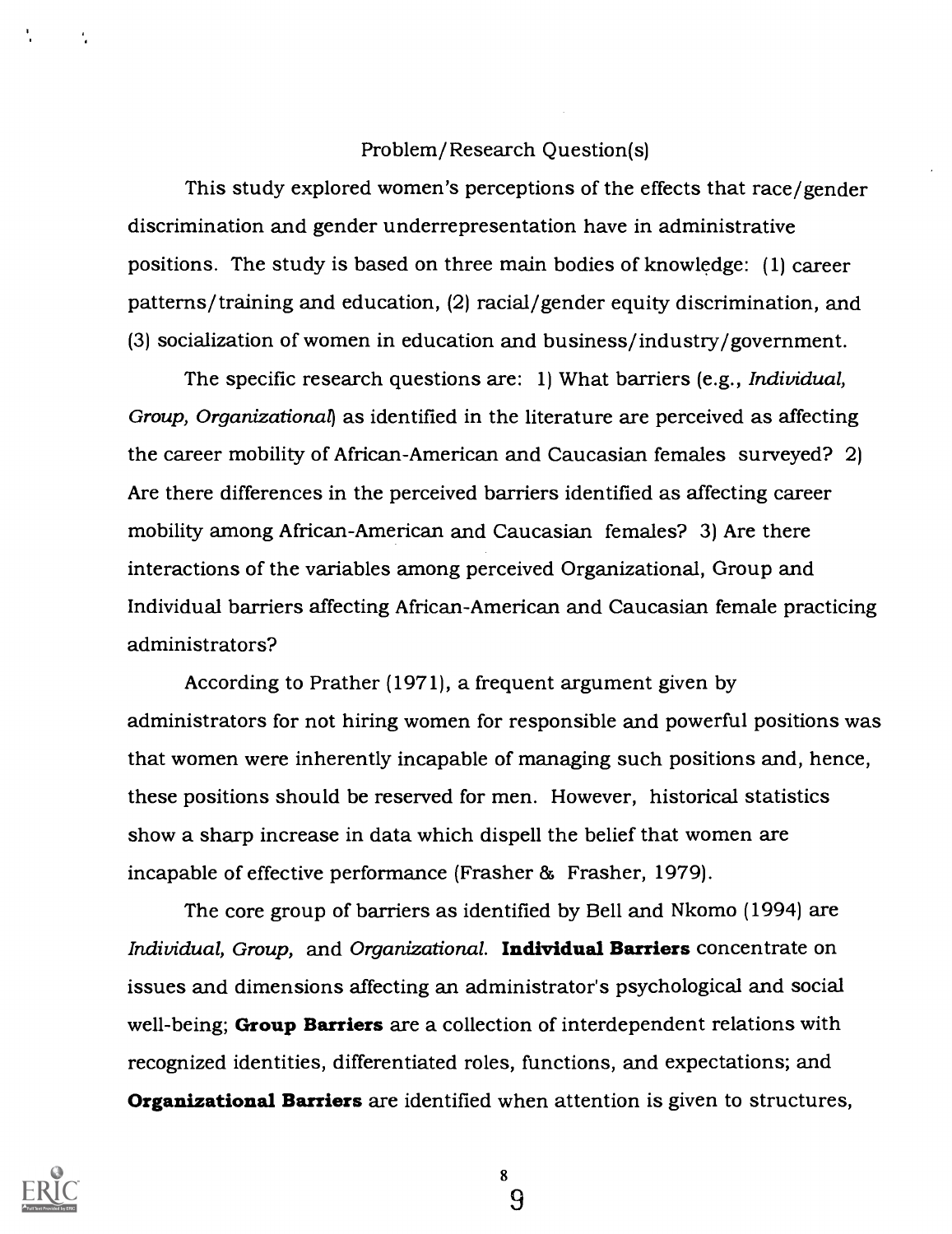## Problem/Research Question(s)

This study explored women's perceptions of the effects that race/gender discrimination and gender underrepresentation have in administrative positions. The study is based on three main bodies of knowledge: (1) career patterns/training and education, (2) racial/gender equity discrimination, and (3) socialization of women in education and business/industry/government.

The specific research questions are: 1) What barriers (e.g., *Individual, Group, Organizational*) as identified in the literature are perceived as affecting the career mobility of African-American and Caucasian females surveyed? 2) Are there differences in the perceived barriers identified as affecting career mobility among African-American and Caucasian females? 3) Are there interactions of the variables among perceived Organizational, Group and Individual barriers affecting African-American and Caucasian female practicing administrators?

According to Prather (1971), a frequent argument given by administrators for not hiring women for responsible and powerful positions was that women were inherently incapable of managing such positions and, hence, these positions should be reserved for men. However, historical statistics show a sharp increase in data which dispell the belief that women are incapable of effective performance (Frasher & Frasher, 1979).

The core group of barriers as identified by Bell and Nkomo (1994) are *Individual, Group,* and *Organizational*. **Individual Barriers** concentrate on issues and dimensions affecting an administrator's psychological and social well-being; **Group Barriers** are a collection of interdependent relations with recognized identities, differentiated roles, functions, and expectations; and **Organizational Barriers** are identified when attention is given to structures,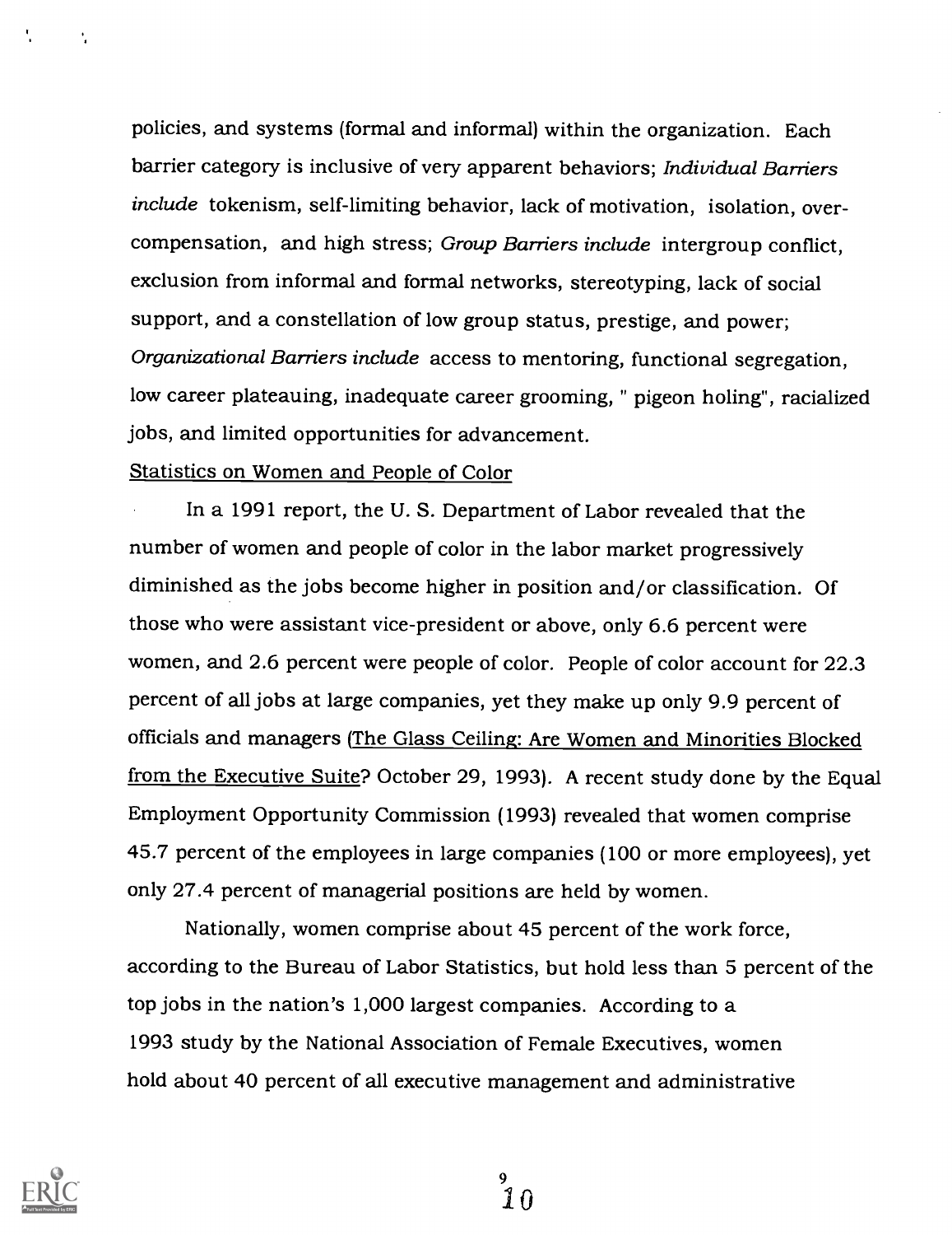policies, and systems (formal and informal) within the organization. Each barrier category is inclusive of very apparent behaviors; *Individual Barriers include* tokenism, self-limiting behavior, lack of motivation, isolation, over-compensation, and high stress; *Group Barriers include* intergroup conflict, exclusion from informal and formal networks, stereotyping, lack of social support, and a constellation of low group status, prestige, and power; *Organizational Barriers include* access to mentoring, functional segregation, low career plateauing, inadequate career grooming, " pigeon holing", racialized jobs, and limited opportunities for advancement.

Statistics on Women and People of Color

In a 1991 report, the U. S. Department of Labor revealed that the number of women and people of color in the labor market progressively diminished as the jobs become higher in position and/or classification. Of those who were assistant vice-president or above, only 6.6 percent were women, and 2.6 percent were people of color. People of color account for 22.3 percent of all jobs at large companies, yet they make up only 9.9 percent of officials and managers (The Glass Ceiling: Are Women and Minorities Blocked from the Executive Suite? October 29, 1993). A recent study done by the Equal Employment Opportunity Commission (1993) revealed that women comprise 45.7 percent of the employees in large companies (100 or more employees), yet only 27.4 percent of managerial positions are held by women.

Nationally, women comprise about 45 percent of the work force, according to the Bureau of Labor Statistics, but hold less than 5 percent of the top jobs in the nation's 1,000 largest companies. According to a 1993 study by the National Association of Female Executives, women hold about 40 percent of all executive management and administrative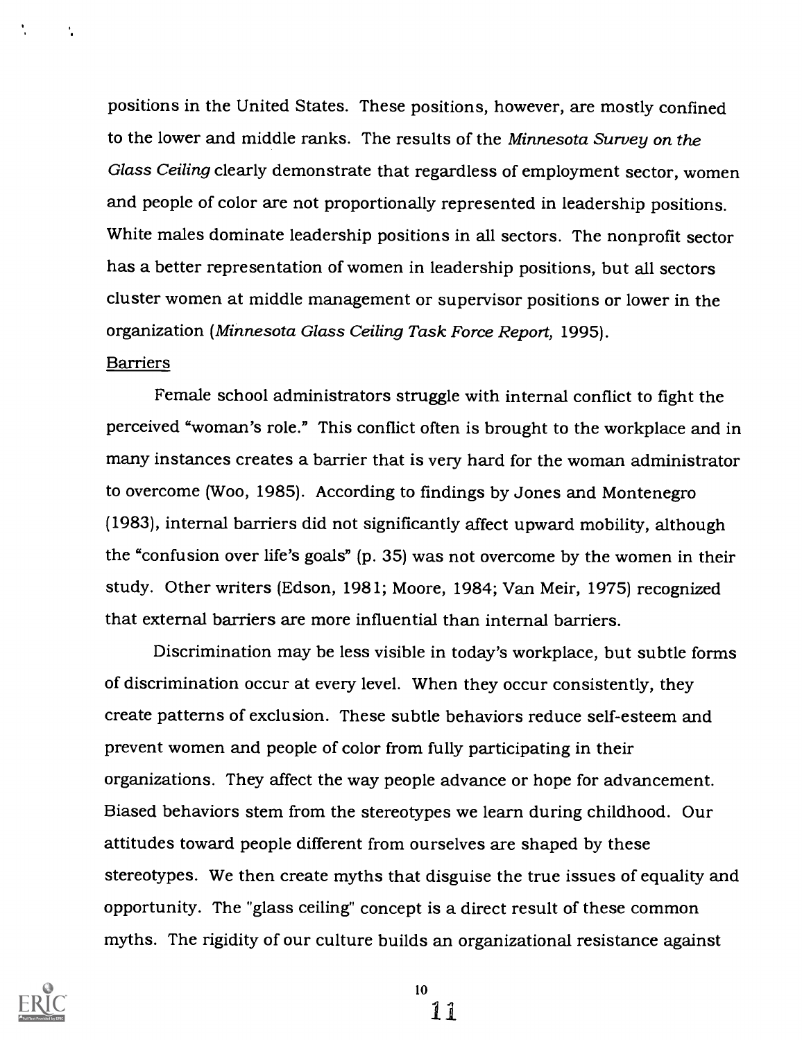positions in the United States. These positions, however, are mostly confined to the lower and middle ranks. The results of the *Minnesota Survey on the Glass Ceiling* clearly demonstrate that regardless of employment sector, women and people of color are not proportionally represented in leadership positions. White males dominate leadership positions in all sectors. The nonprofit sector has a better representation of women in leadership positions, but all sectors cluster women at middle management or supervisor positions or lower in the organization (*Minnesota Glass Ceiling Task Force Report*, 1995).

Barriers

Female school administrators struggle with internal conflict to fight the perceived "woman's role." This conflict often is brought to the workplace and in many instances creates a barrier that is very hard for the woman administrator to overcome (Woo, 1985). According to findings by Jones and Montenegro (1983), internal barriers did not significantly affect upward mobility, although the "confusion over life's goals" (p. 35) was not overcome by the women in their study. Other writers (Edson, 1981; Moore, 1984; Van Meir, 1975) recognized that external barriers are more influential than internal barriers.

Discrimination may be less visible in today's workplace, but subtle forms of discrimination occur at every level. When they occur consistently, they create patterns of exclusion. These subtle behaviors reduce self-esteem and prevent women and people of color from fully participating in their organizations. They affect the way people advance or hope for advancement. Biased behaviors stem from the stereotypes we learn during childhood. Our attitudes toward people different from ourselves are shaped by these stereotypes. We then create myths that disguise the true issues of equality and opportunity. The "glass ceiling" concept is a direct result of these common myths. The rigidity of our culture builds an organizational resistance against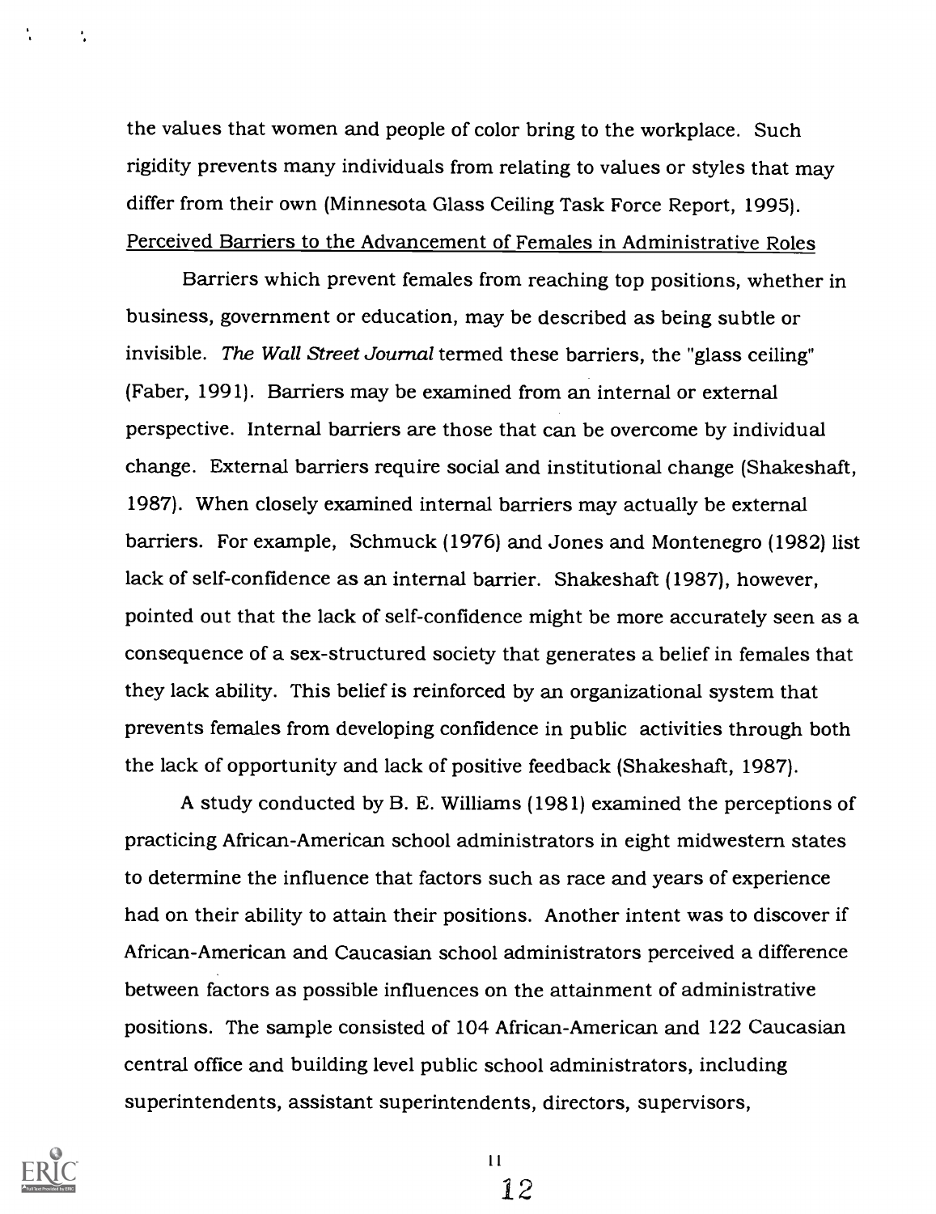the values that women and people of color bring to the workplace. Such rigidity prevents many individuals from relating to values or styles that may differ from their own (Minnesota Glass Ceiling Task Force Report, 1995).

<u>Perceived Barriers to the Advancement of Females in Administrative Roles</u>

Barriers which prevent females from reaching top positions, whether in business, government or education, may be described as being subtle or invisible. *The Wall Street Journal* termed these barriers, the "glass ceiling" (Faber, 1991). Barriers may be examined from an internal or external perspective. Internal barriers are those that can be overcome by individual change. External barriers require social and institutional change (Shakeshaft, 1987). When closely examined internal barriers may actually be external barriers. For example, Schmuck (1976) and Jones and Montenegro (1982) list lack of self-confidence as an internal barrier. Shakeshaft (1987), however, pointed out that the lack of self-confidence might be more accurately seen as a consequence of a sex-structured society that generates a belief in females that they lack ability. This belief is reinforced by an organizational system that prevents females from developing confidence in public activities through both the lack of opportunity and lack of positive feedback (Shakeshaft, 1987).

A study conducted by B. E. Williams (1981) examined the perceptions of practicing African-American school administrators in eight midwestern states to determine the influence that factors such as race and years of experience had on their ability to attain their positions. Another intent was to discover if African-American and Caucasian school administrators perceived a difference between factors as possible influences on the attainment of administrative positions. The sample consisted of 104 African-American and 122 Caucasian central office and building level public school administrators, including superintendents, assistant superintendents, directors, supervisors,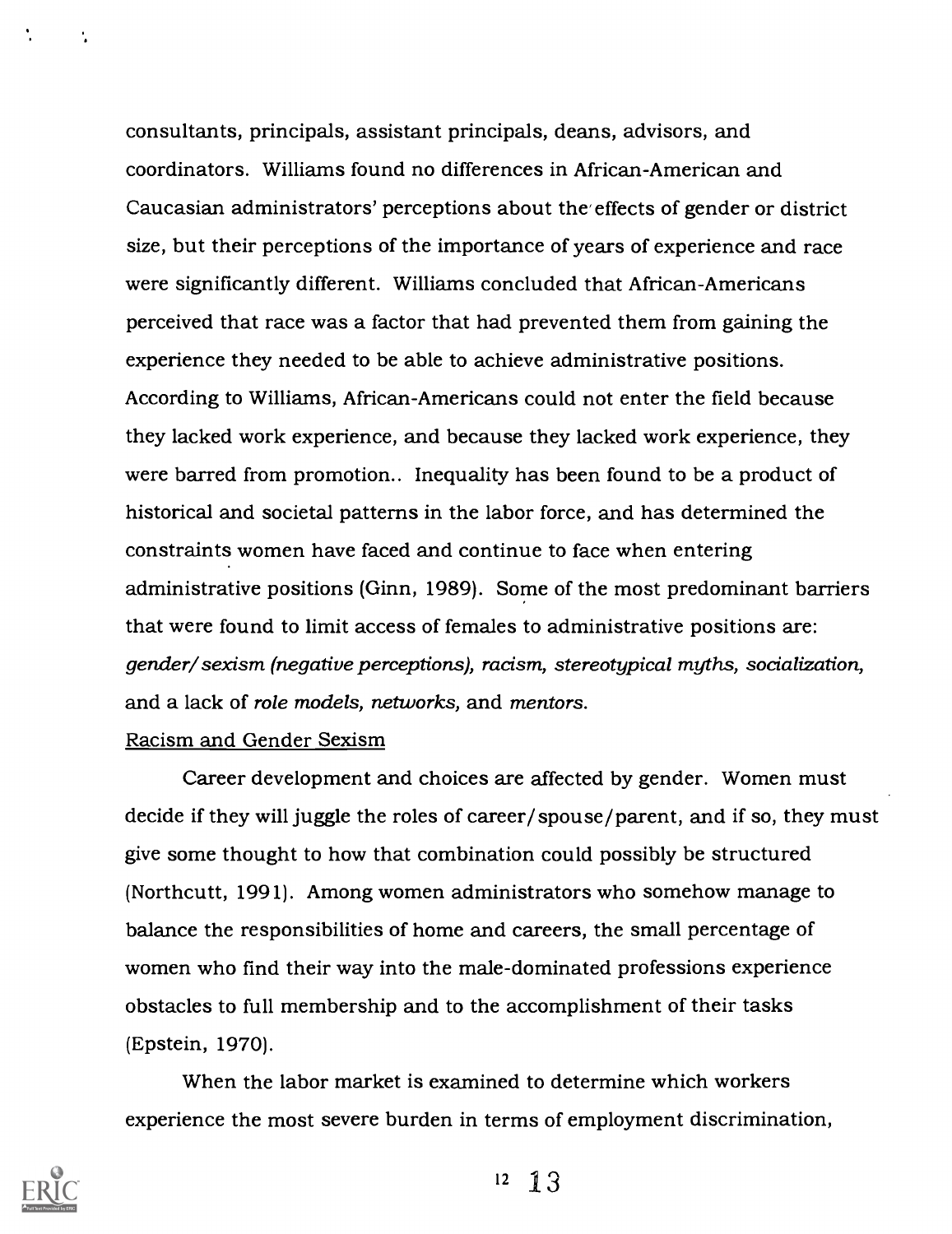consultants, principals, assistant principals, deans, advisors, and coordinators. Williams found no differences in African-American and Caucasian administrators' perceptions about the effects of gender or district size, but their perceptions of the importance of years of experience and race were significantly different. Williams concluded that African-Americans perceived that race was a factor that had prevented them from gaining the experience they needed to be able to achieve administrative positions. According to Williams, African-Americans could not enter the field because they lacked work experience, and because they lacked work experience, they were barred from promotion.. Inequality has been found to be a product of historical and societal patterns in the labor force, and has determined the constraints women have faced and continue to face when entering administrative positions (Ginn, 1989). Some of the most predominant barriers that were found to limit access of females to administrative positions are: *gender/sexism (negative perceptions), racism, stereotypical myths, socialization,* and a lack of *role models, networks,* and *mentors.*

Racism and Gender Sexism

Career development and choices are affected by gender. Women must decide if they will juggle the roles of career/spouse/parent, and if so, they must give some thought to how that combination could possibly be structured (Northcutt, 1991). Among women administrators who somehow manage to balance the responsibilities of home and careers, the small percentage of women who find their way into the male-dominated professions experience obstacles to full membership and to the accomplishment of their tasks (Epstein, 1970).

When the labor market is examined to determine which workers experience the most severe burden in terms of employment discrimination,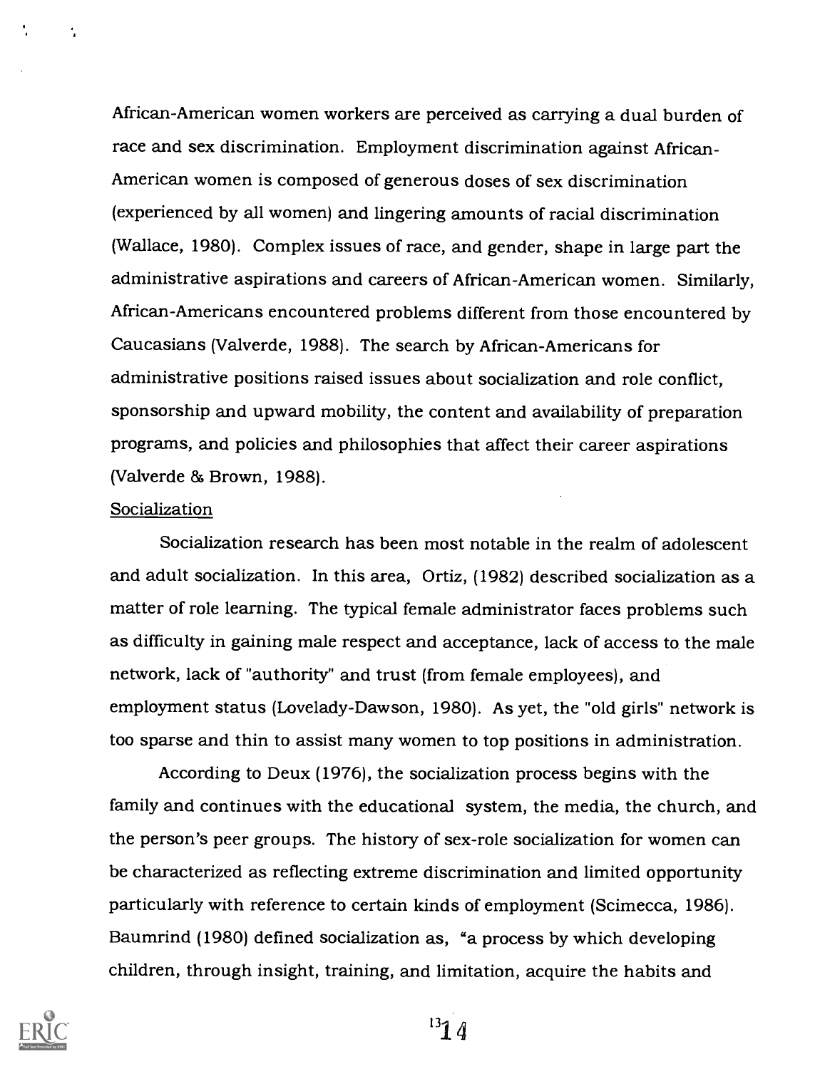African-American women workers are perceived as carrying a dual burden of race and sex discrimination. Employment discrimination against African-American women is composed of generous doses of sex discrimination (experienced by all women) and lingering amounts of racial discrimination (Wallace, 1980). Complex issues of race, and gender, shape in large part the administrative aspirations and careers of African-American women. Similarly, African-Americans encountered problems different from those encountered by Caucasians (Valverde, 1988). The search by African-Americans for administrative positions raised issues about socialization and role conflict, sponsorship and upward mobility, the content and availability of preparation programs, and policies and philosophies that affect their career aspirations (Valverde & Brown, 1988).

Socialization

Socialization research has been most notable in the realm of adolescent and adult socialization. In this area, Ortiz, (1982) described socialization as a matter of role learning. The typical female administrator faces problems such as difficulty in gaining male respect and acceptance, lack of access to the male network, lack of "authority" and trust (from female employees), and employment status (Lovelady-Dawson, 1980). As yet, the "old girls" network is too sparse and thin to assist many women to top positions in administration.

According to Deux (1976), the socialization process begins with the family and continues with the educational system, the media, the church, and the person's peer groups. The history of sex-role socialization for women can be characterized as reflecting extreme discrimination and limited opportunity particularly with reference to certain kinds of employment (Scimecca, 1986). Baumrind (1980) defined socialization as, "a process by which developing children, through insight, training, and limitation, acquire the habits and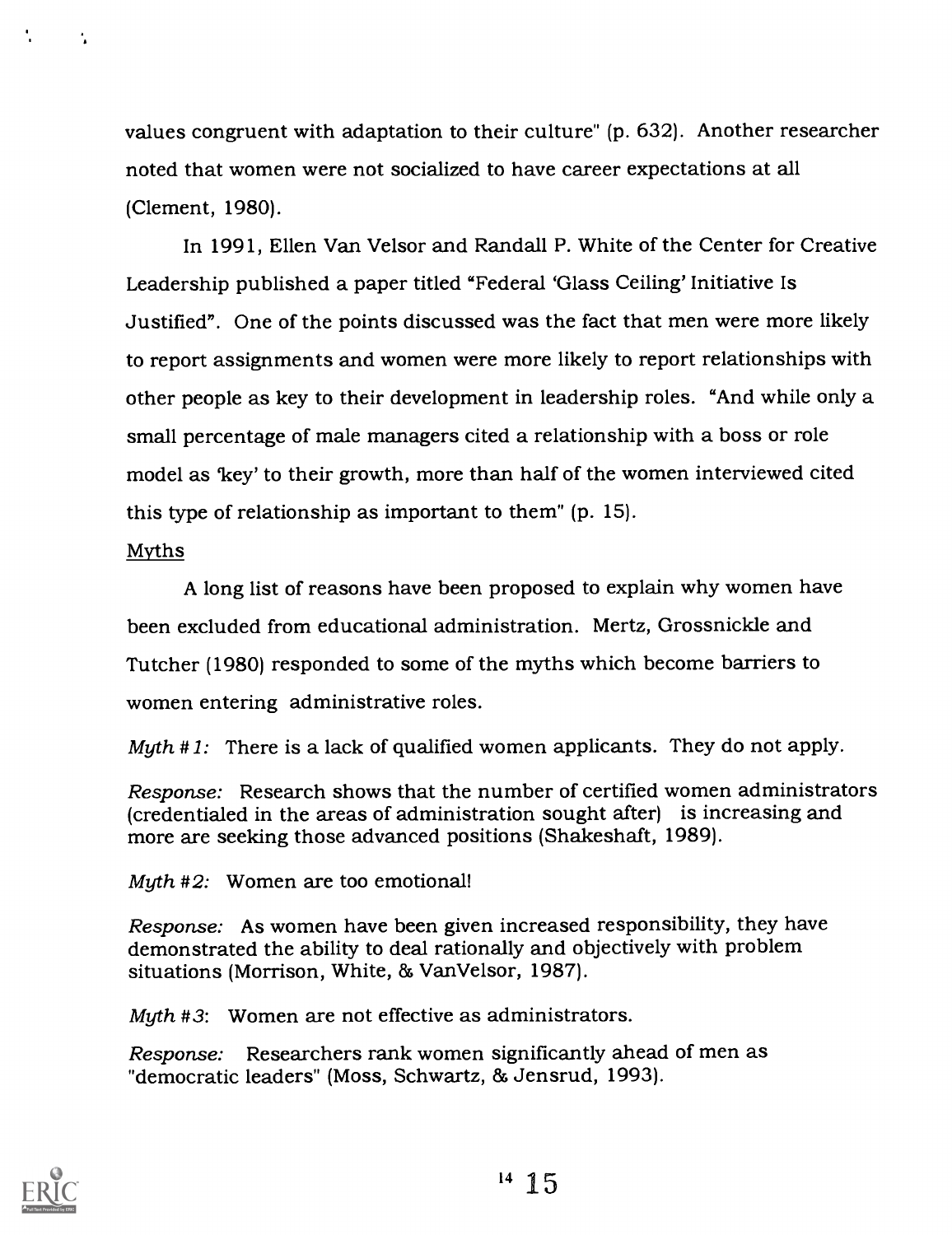values congruent with adaptation to their culture" (p. 632). Another researcher noted that women were not socialized to have career expectations at all (Clement, 1980).

In 1991, Ellen Van Velsor and Randall P. White of the Center for Creative Leadership published a paper titled "Federal 'Glass Ceiling' Initiative Is Justified". One of the points discussed was the fact that men were more likely to report assignments and women were more likely to report relationships with other people as key to their development in leadership roles. "And while only a small percentage of male managers cited a relationship with a boss or role model as 'key' to their growth, more than half of the women interviewed cited this type of relationship as important to them" (p. 15).

<u>Myths</u>

A long list of reasons have been proposed to explain why women have been excluded from educational administration. Mertz, Grossnickle and Tutcher (1980) responded to some of the myths which become barriers to women entering administrative roles.

*Myth #1:* There is a lack of qualified women applicants. They do not apply.

*Response:* Research shows that the number of certified women administrators (credentialed in the areas of administration sought after) is increasing and more are seeking those advanced positions (Shakeshaft, 1989).

*Myth #2:* Women are too emotional!

*Response:* As women have been given increased responsibility, they have demonstrated the ability to deal rationally and objectively with problem situations (Morrison, White, & VanVelsor, 1987).

*Myth #3:* Women are not effective as administrators.

*Response:* Researchers rank women significantly ahead of men as "democratic leaders" (Moss, Schwartz, & Jensrud, 1993).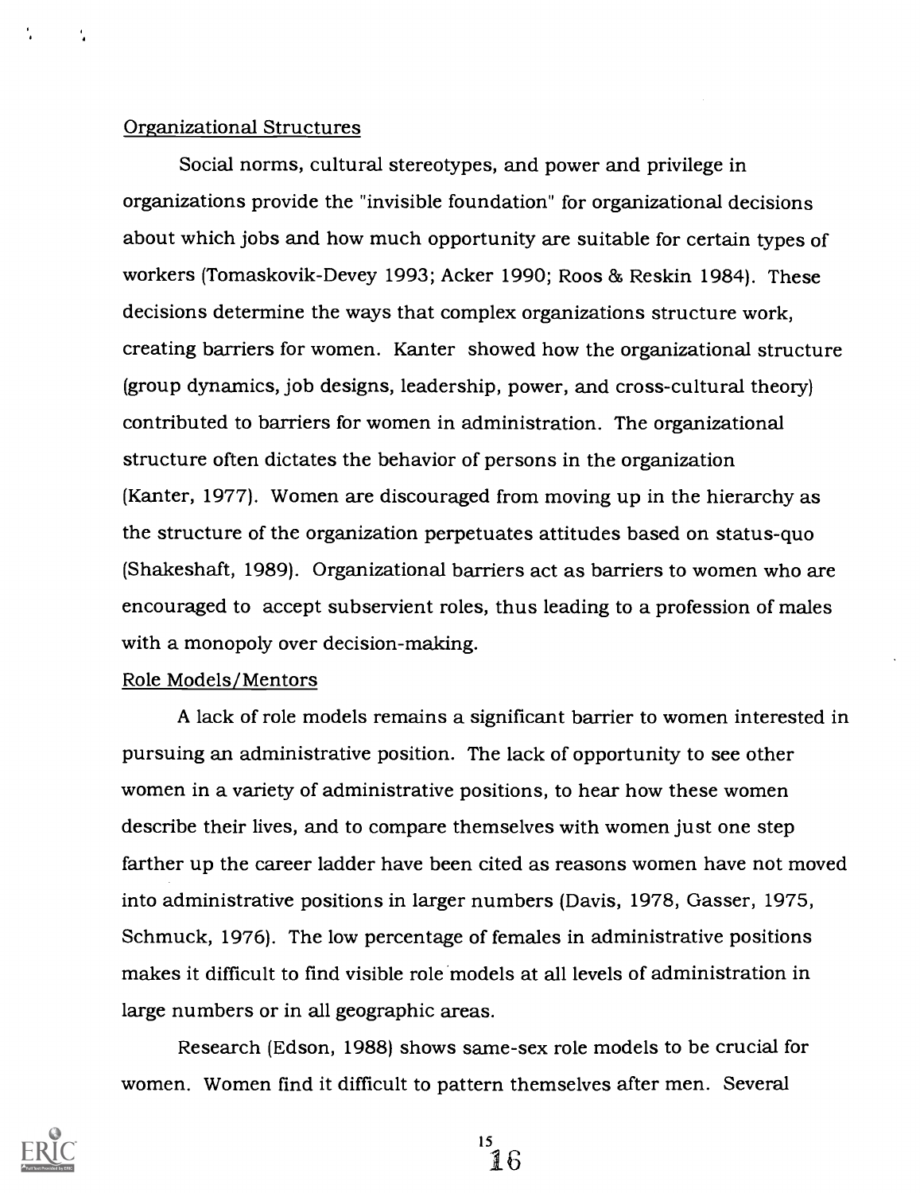Organizational Structures

Social norms, cultural stereotypes, and power and privilege in organizations provide the "invisible foundation" for organizational decisions about which jobs and how much opportunity are suitable for certain types of workers (Tomaskovik-Devey 1993; Acker 1990; Roos & Reskin 1984). These decisions determine the ways that complex organizations structure work, creating barriers for women. Kanter showed how the organizational structure (group dynamics, job designs, leadership, power, and cross-cultural theory) contributed to barriers for women in administration. The organizational structure often dictates the behavior of persons in the organization (Kanter, 1977). Women are discouraged from moving up in the hierarchy as the structure of the organization perpetuates attitudes based on status-quo (Shakeshaft, 1989). Organizational barriers act as barriers to women who are encouraged to accept subservient roles, thus leading to a profession of males with a monopoly over decision-making.

Role Models/Mentors

A lack of role models remains a significant barrier to women interested in pursuing an administrative position. The lack of opportunity to see other women in a variety of administrative positions, to hear how these women describe their lives, and to compare themselves with women just one step farther up the career ladder have been cited as reasons women have not moved into administrative positions in larger numbers (Davis, 1978, Gasser, 1975, Schmuck, 1976). The low percentage of females in administrative positions makes it difficult to find visible role models at all levels of administration in large numbers or in all geographic areas.

Research (Edson, 1988) shows same-sex role models to be crucial for women. Women find it difficult to pattern themselves after men. Several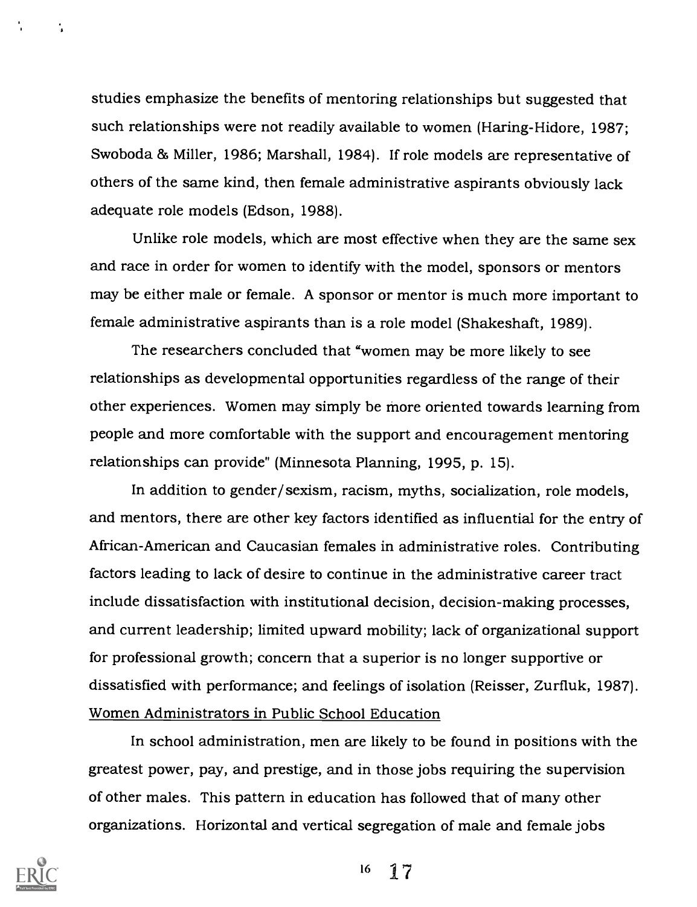studies emphasize the benefits of mentoring relationships but suggested that such relationships were not readily available to women (Haring-Hidore, 1987; Swoboda & Miller, 1986; Marshall, 1984). If role models are representative of others of the same kind, then female administrative aspirants obviously lack adequate role models (Edson, 1988).

Unlike role models, which are most effective when they are the same sex and race in order for women to identify with the model, sponsors or mentors may be either male or female. A sponsor or mentor is much more important to female administrative aspirants than is a role model (Shakeshaft, 1989).

The researchers concluded that "women may be more likely to see relationships as developmental opportunities regardless of the range of their other experiences. Women may simply be more oriented towards learning from people and more comfortable with the support and encouragement mentoring relationships can provide" (Minnesota Planning, 1995, p. 15).

In addition to gender/sexism, racism, myths, socialization, role models, and mentors, there are other key factors identified as influential for the entry of African-American and Caucasian females in administrative roles. Contributing factors leading to lack of desire to continue in the administrative career tract include dissatisfaction with institutional decision, decision-making processes, and current leadership; limited upward mobility; lack of organizational support for professional growth; concern that a superior is no longer supportive or dissatisfied with performance; and feelings of isolation (Reisser, Zurfluk, 1987).

## Women Administrators in Public School Education

In school administration, men are likely to be found in positions with the greatest power, pay, and prestige, and in those jobs requiring the supervision of other males. This pattern in education has followed that of many other organizations. Horizontal and vertical segregation of male and female jobs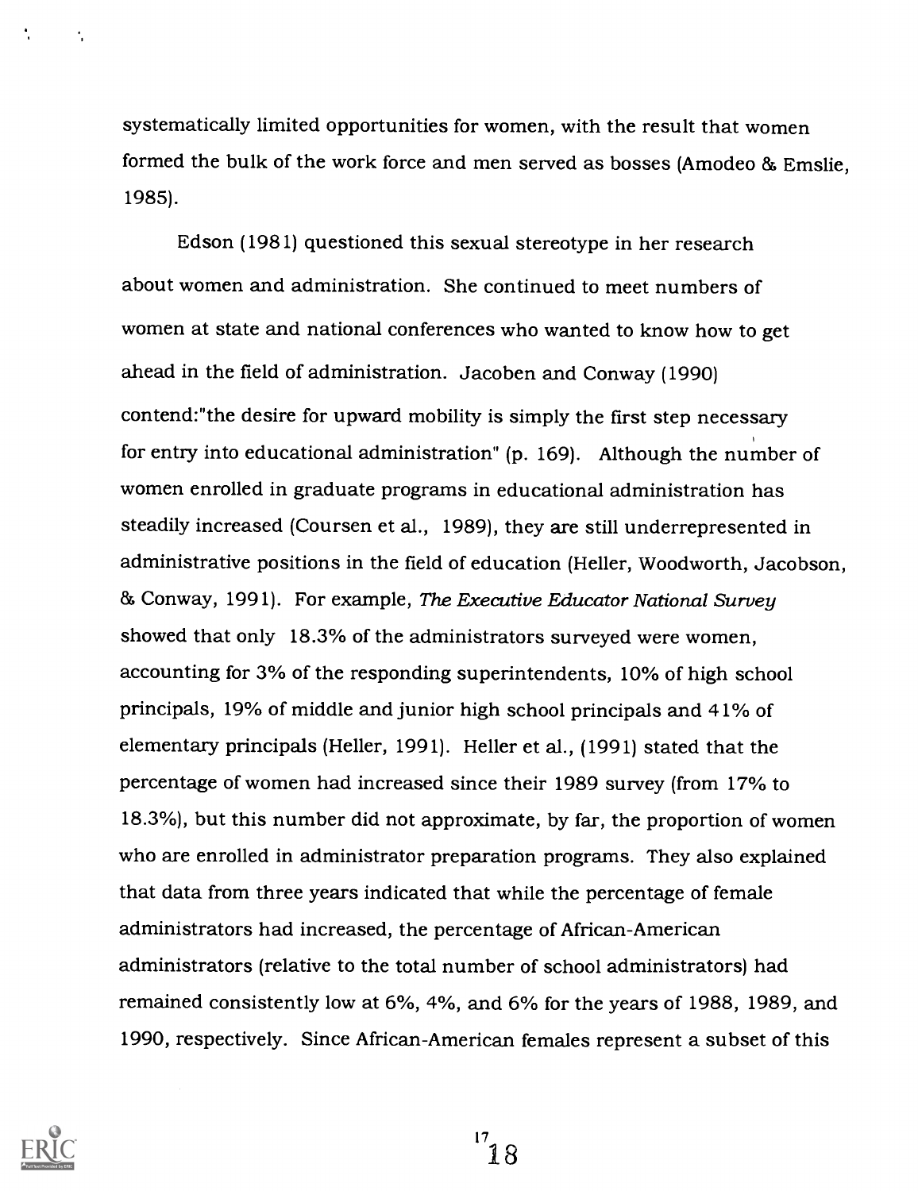systematically limited opportunities for women, with the result that women formed the bulk of the work force and men served as bosses (Amodeo & Emslie, 1985).

Edson (1981) questioned this sexual stereotype in her research about women and administration. She continued to meet numbers of women at state and national conferences who wanted to know how to get ahead in the field of administration. Jacoben and Conway (1990) contend:"the desire for upward mobility is simply the first step necessary for entry into educational administration" (p. 169). Although the number of women enrolled in graduate programs in educational administration has steadily increased (Coursen et al., 1989), they are still underrepresented in administrative positions in the field of education (Heller, Woodworth, Jacobson, & Conway, 1991). For example, *The Executive Educator National Survey* showed that only 18.3% of the administrators surveyed were women, accounting for 3% of the responding superintendents, 10% of high school principals, 19% of middle and junior high school principals and 41% of elementary principals (Heller, 1991). Heller et al., (1991) stated that the percentage of women had increased since their 1989 survey (from 17% to 18.3%), but this number did not approximate, by far, the proportion of women who are enrolled in administrator preparation programs. They also explained that data from three years indicated that while the percentage of female administrators had increased, the percentage of African-American administrators (relative to the total number of school administrators) had remained consistently low at 6%, 4%, and 6% for the years of 1988, 1989, and 1990, respectively. Since African-American females represent a subset of this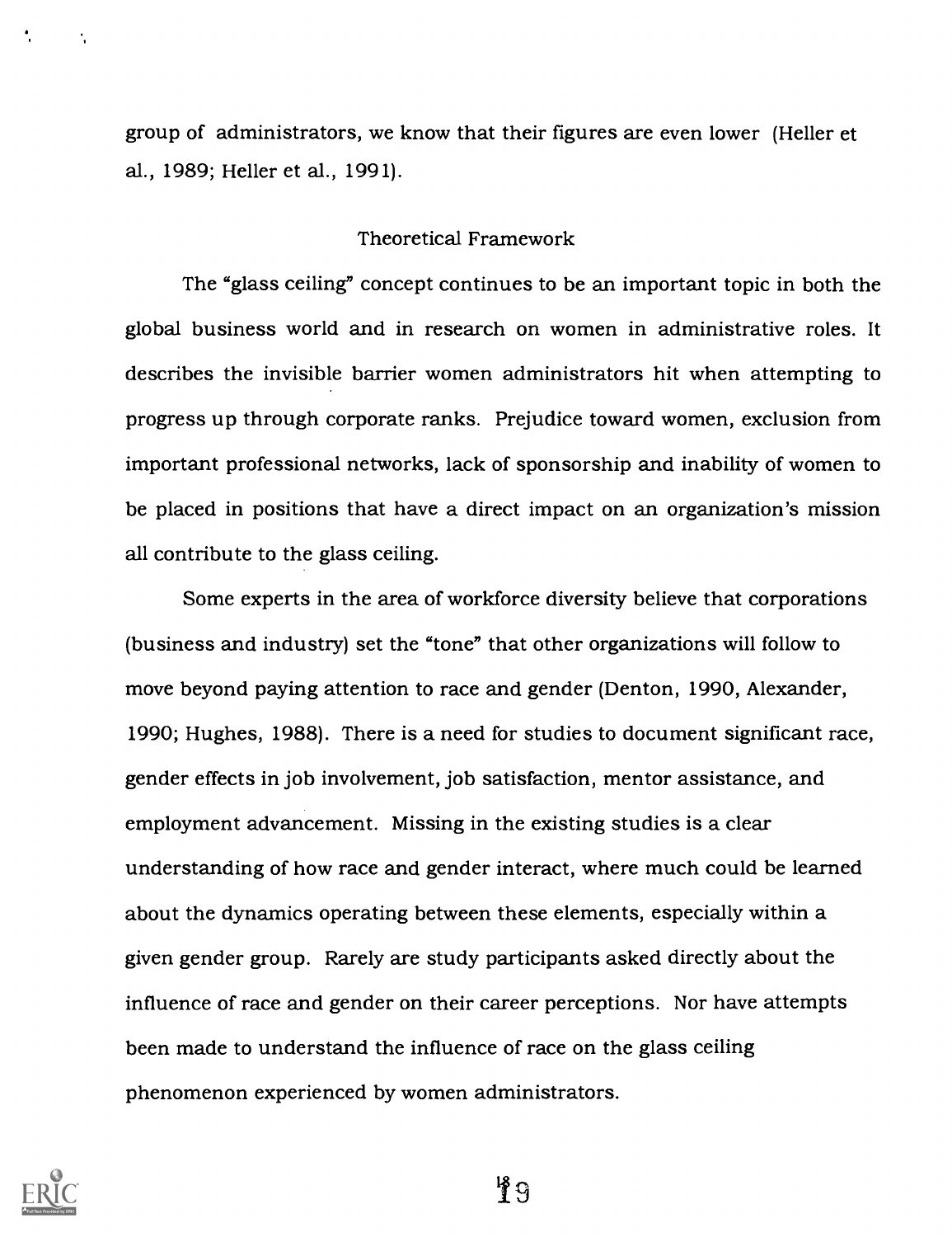group of administrators, we know that their figures are even lower (Heller et al., 1989; Heller et al., 1991).

## Theoretical Framework

The "glass ceiling" concept continues to be an important topic in both the global business world and in research on women in administrative roles. It describes the invisible barrier women administrators hit when attempting to progress up through corporate ranks. Prejudice toward women, exclusion from important professional networks, lack of sponsorship and inability of women to be placed in positions that have a direct impact on an organization's mission all contribute to the glass ceiling.

Some experts in the area of workforce diversity believe that corporations (business and industry) set the "tone" that other organizations will follow to move beyond paying attention to race and gender (Denton, 1990, Alexander, 1990; Hughes, 1988). There is a need for studies to document significant race, gender effects in job involvement, job satisfaction, mentor assistance, and employment advancement. Missing in the existing studies is a clear understanding of how race and gender interact, where much could be learned about the dynamics operating between these elements, especially within a given gender group. Rarely are study participants asked directly about the influence of race and gender on their career perceptions. Nor have attempts been made to understand the influence of race on the glass ceiling phenomenon experienced by women administrators.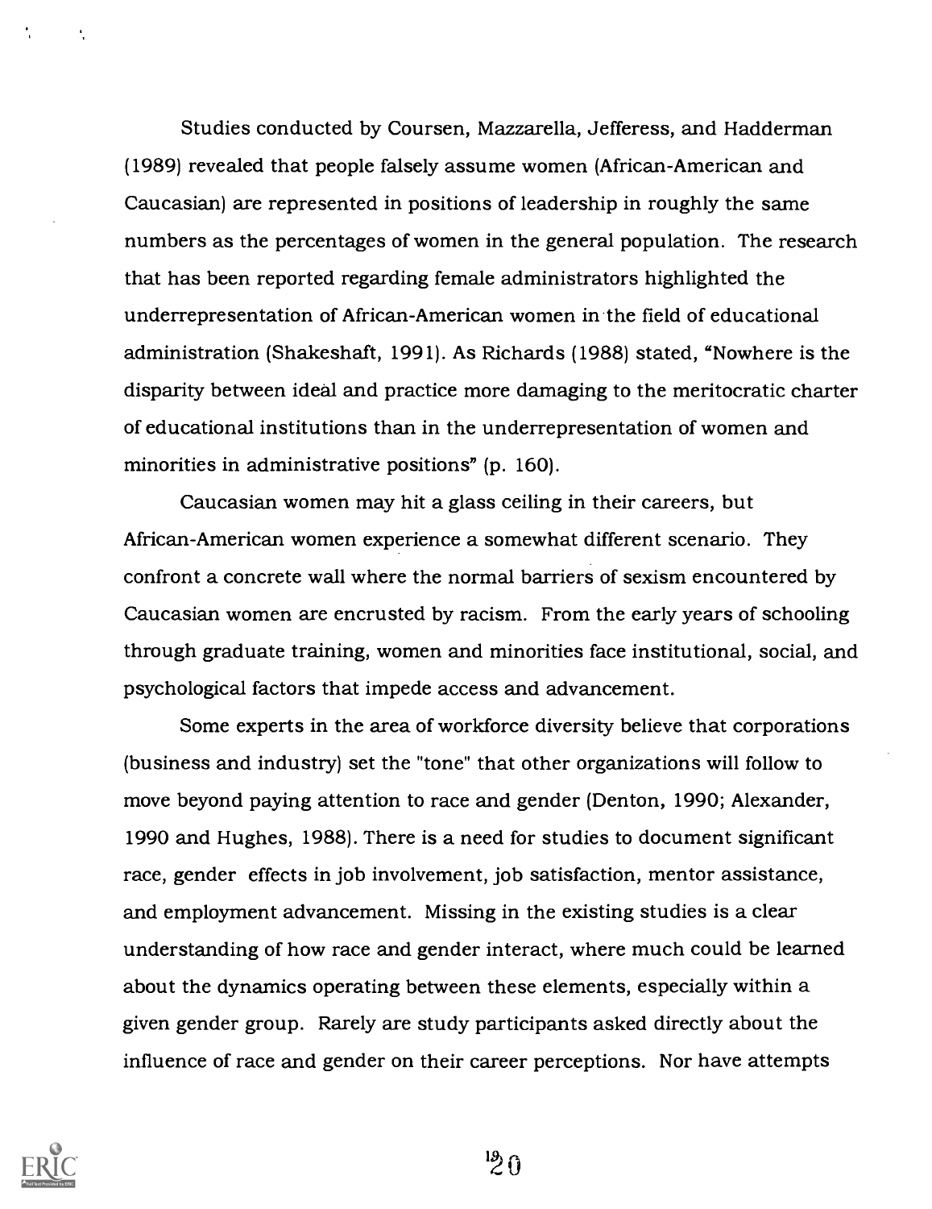Studies conducted by Coursen, Mazzarella, Jefferess, and Hadderman (1989) revealed that people falsely assume women (African-American and Caucasian) are represented in positions of leadership in roughly the same numbers as the percentages of women in the general population. The research that has been reported regarding female administrators highlighted the underrepresentation of African-American women in the field of educational administration (Shakeshaft, 1991). As Richards (1988) stated, "Nowhere is the disparity between ideal and practice more damaging to the meritocratic charter of educational institutions than in the underrepresentation of women and minorities in administrative positions" (p. 160).

Caucasian women may hit a glass ceiling in their careers, but African-American women experience a somewhat different scenario. They confront a concrete wall where the normal barriers of sexism encountered by Caucasian women are encrusted by racism. From the early years of schooling through graduate training, women and minorities face institutional, social, and psychological factors that impede access and advancement.

Some experts in the area of workforce diversity believe that corporations (business and industry) set the "tone" that other organizations will follow to move beyond paying attention to race and gender (Denton, 1990; Alexander, 1990 and Hughes, 1988). There is a need for studies to document significant race, gender effects in job involvement, job satisfaction, mentor assistance, and employment advancement. Missing in the existing studies is a clear understanding of how race and gender interact, where much could be learned about the dynamics operating between these elements, especially within a given gender group. Rarely are study participants asked directly about the influence of race and gender on their career perceptions. Nor have attempts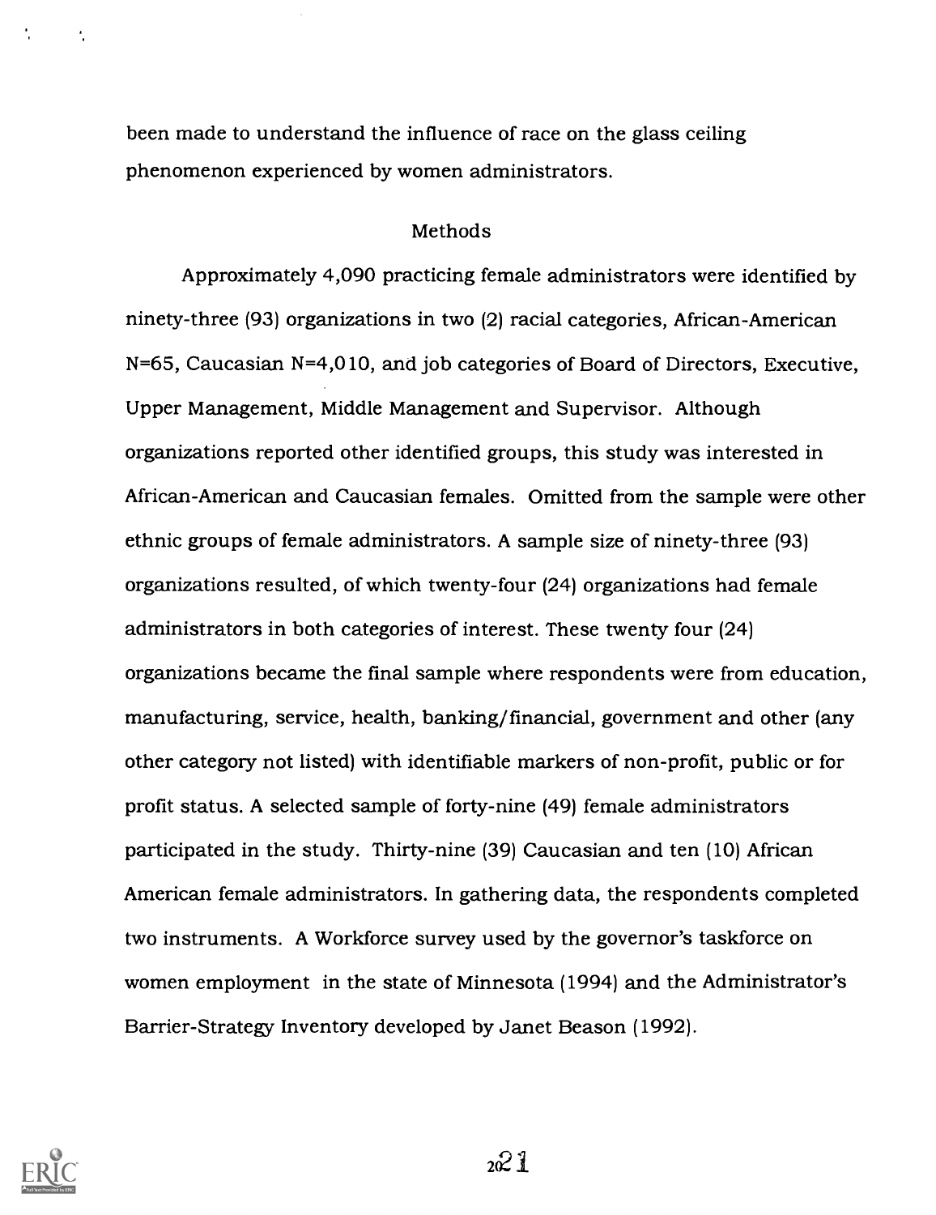been made to understand the influence of race on the glass ceiling phenomenon experienced by women administrators.

## Methods

Approximately 4,090 practicing female administrators were identified by ninety-three (93) organizations in two (2) racial categories, African-American N=65, Caucasian N=4,010, and job categories of Board of Directors, Executive, Upper Management, Middle Management and Supervisor. Although organizations reported other identified groups, this study was interested in African-American and Caucasian females. Omitted from the sample were other ethnic groups of female administrators. A sample size of ninety-three (93) organizations resulted, of which twenty-four (24) organizations had female administrators in both categories of interest. These twenty four (24) organizations became the final sample where respondents were from education, manufacturing, service, health, banking/financial, government and other (any other category not listed) with identifiable markers of non-profit, public or for profit status. A selected sample of forty-nine (49) female administrators participated in the study. Thirty-nine (39) Caucasian and ten (10) African American female administrators. In gathering data, the respondents completed two instruments. A Workforce survey used by the governor's taskforce on women employment in the state of Minnesota (1994) and the Administrator's Barrier-Strategy Inventory developed by Janet Beason (1992).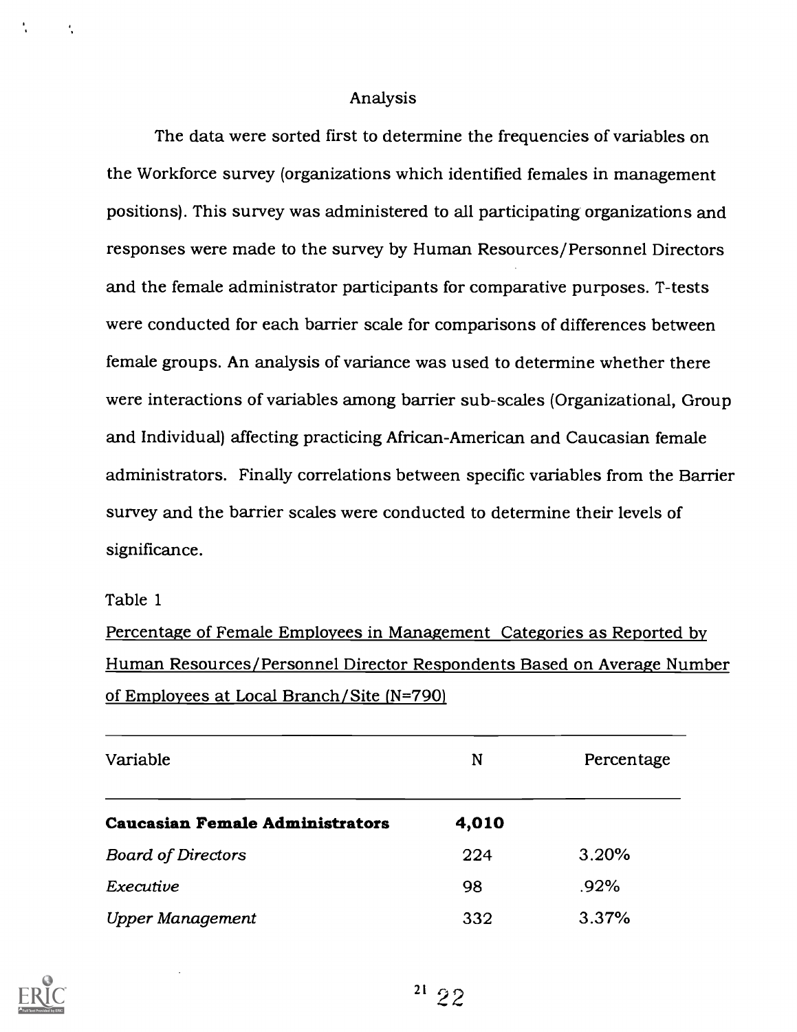## Analysis

The data were sorted first to determine the frequencies of variables on the Workforce survey (organizations which identified females in management positions). This survey was administered to all participating organizations and responses were made to the survey by Human Resources/Personnel Directors and the female administrator participants for comparative purposes. T-tests were conducted for each barrier scale for comparisons of differences between female groups. An analysis of variance was used to determine whether there were interactions of variables among barrier sub-scales (Organizational, Group and Individual) affecting practicing African-American and Caucasian female administrators. Finally correlations between specific variables from the Barrier survey and the barrier scales were conducted to determine their levels of significance.

Table 1

Percentage of Female Employees in Management Categories as Reported by Human Resources/Personnel Director Respondents Based on Average Number of Employees at Local Branch/Site (N=790)

| Variable | N | Percentage |
|---|---|---|
| **Caucasian Female Administrators** | **4,010** | |
| *Board of Directors* | 224 | 3.20% |
| *Executive* | 98 | .92% |
| *Upper Management* | 332 | 3.37% |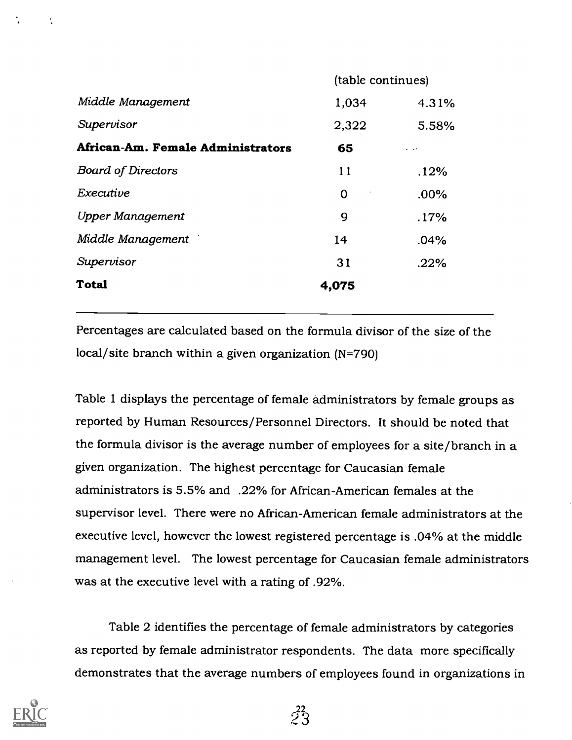(table continues)

| | | |
|---|---|---|
| *Middle Management* | 1,034 | 4.31% |
| *Supervisor* | 2,322 | 5.58% |
| **African-Am. Female Administrators** | **65** | .. |
| *Board of Directors* | 11 | .12% |
| *Executive* | 0 | .00% |
| *Upper Management* | 9 | .17% |
| *Middle Management* | 14 | .04% |
| *Supervisor* | 31 | .22% |
| **Total** | **4,075** | |

Percentages are calculated based on the formula divisor of the size of the local/site branch within a given organization (N=790)

Table 1 displays the percentage of female administrators by female groups as reported by Human Resources/Personnel Directors. It should be noted that the formula divisor is the average number of employees for a site/branch in a given organization. The highest percentage for Caucasian female administrators is 5.5% and .22% for African-American females at the supervisor level. There were no African-American female administrators at the executive level, however the lowest registered percentage is .04% at the middle management level. The lowest percentage for Caucasian female administrators was at the executive level with a rating of .92%.

Table 2 identifies the percentage of female administrators by categories as reported by female administrator respondents. The data more specifically demonstrates that the average numbers of employees found in organizations in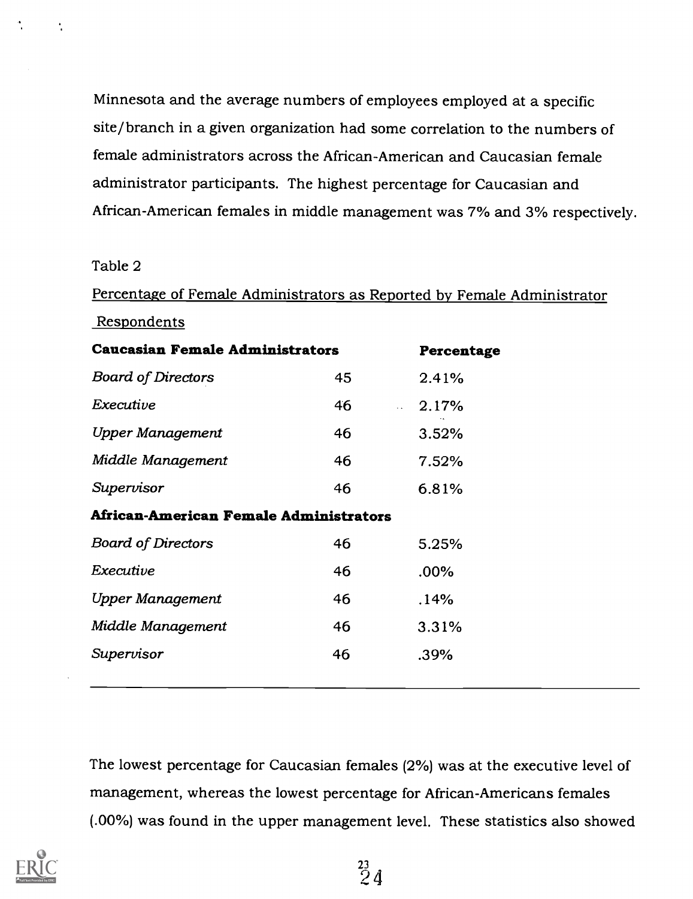Minnesota and the average numbers of employees employed at a specific site/branch in a given organization had some correlation to the numbers of female administrators across the African-American and Caucasian female administrator participants. The highest percentage for Caucasian and African-American females in middle management was 7% and 3% respectively.

Table 2

Percentage of Female Administrators as Reported by Female Administrator Respondents

| **Caucasian Female Administrators** | | **Percentage** |
|---|---|---|
| *Board of Directors* | 45 | 2.41% |
| *Executive* | 46 | 2.17% |
| *Upper Management* | 46 | 3.52% |
| *Middle Management* | 46 | 7.52% |
| *Supervisor* | 46 | 6.81% |
| **African-American Female Administrators** | | |
| *Board of Directors* | 46 | 5.25% |
| *Executive* | 46 | .00% |
| *Upper Management* | 46 | .14% |
| *Middle Management* | 46 | 3.31% |
| *Supervisor* | 46 | .39% |

The lowest percentage for Caucasian females (2%) was at the executive level of management, whereas the lowest percentage for African-Americans females (.00%) was found in the upper management level. These statistics also showed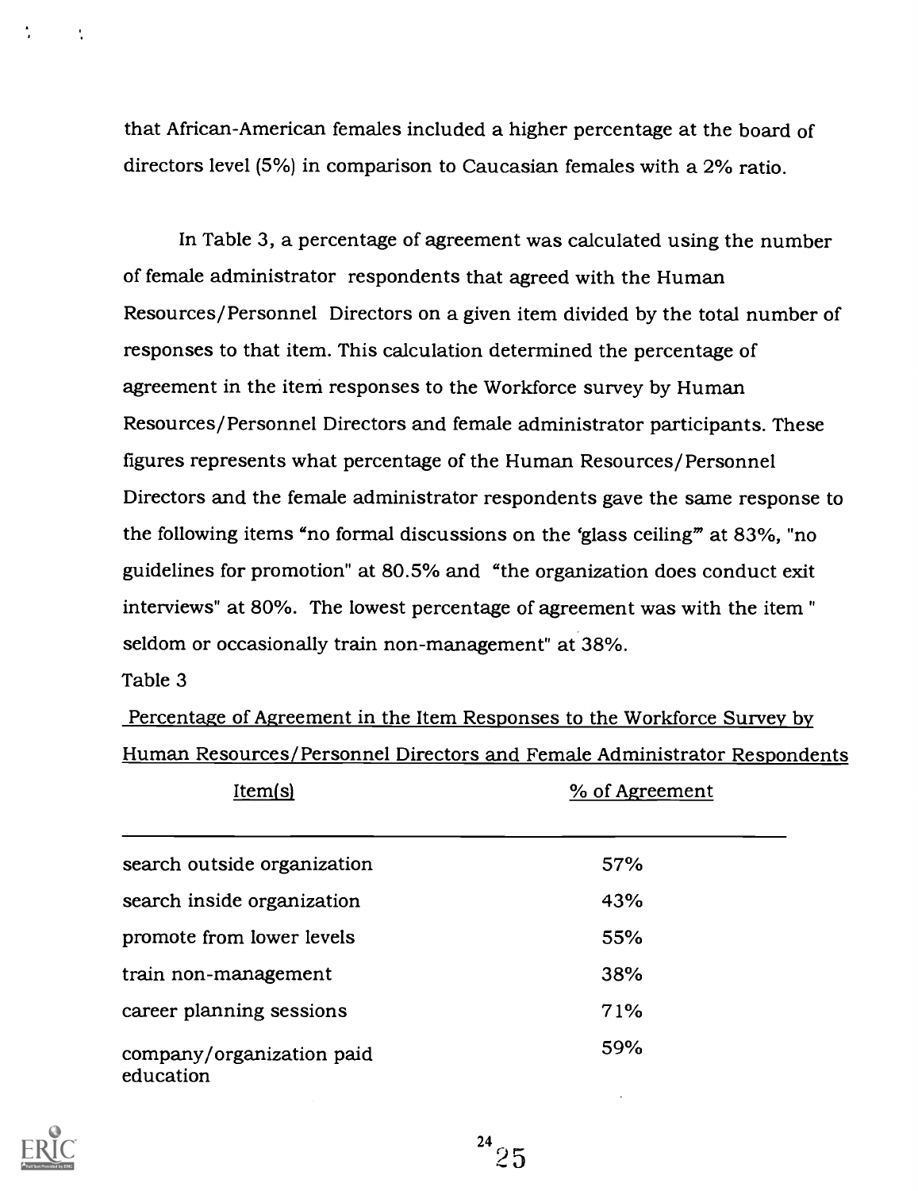that African-American females included a higher percentage at the board of directors level (5%) in comparison to Caucasian females with a 2% ratio.

In Table 3, a percentage of agreement was calculated using the number of female administrator respondents that agreed with the Human Resources/Personnel Directors on a given item divided by the total number of responses to that item. This calculation determined the percentage of agreement in the item responses to the Workforce survey by Human Resources/Personnel Directors and female administrator participants. These figures represents what percentage of the Human Resources/Personnel Directors and the female administrator respondents gave the same response to the following items "no formal discussions on the 'glass ceiling'" at 83%, "no guidelines for promotion" at 80.5% and "the organization does conduct exit interviews" at 80%. The lowest percentage of agreement was with the item " seldom or occasionally train non-management" at 38%.

Table 3

Percentage of Agreement in the Item Responses to the Workforce Survey by Human Resources/Personnel Directors and Female Administrator Respondents

| Item(s) | % of Agreement |
|---|---|
| search outside organization | 57% |
| search inside organization | 43% |
| promote from lower levels | 55% |
| train non-management | 38% |
| career planning sessions | 71% |
| company/organization paid education | 59% |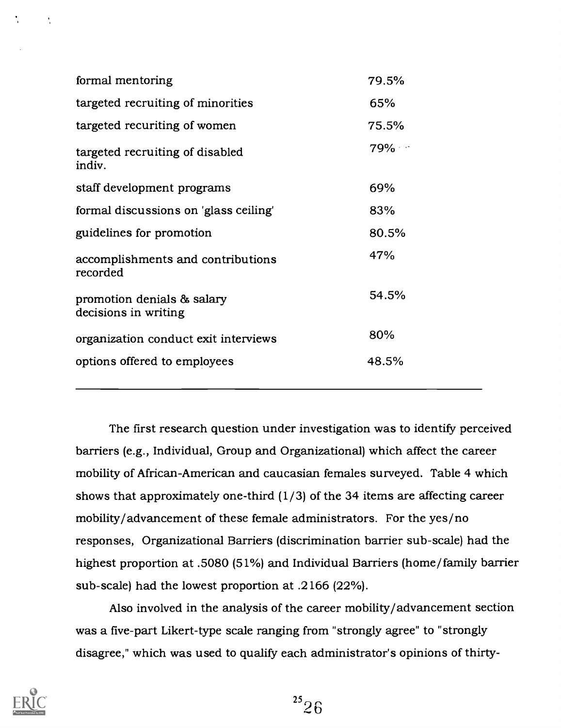| | |
|---|---|
| formal mentoring | 79.5% |
| targeted recruiting of minorities | 65% |
| targeted recuriting of women | 75.5% |
| targeted recuriting of disabled indiv. | 79% |
| staff development programs | 69% |
| formal discussions on 'glass ceiling' | 83% |
| guidelines for promotion | 80.5% |
| accomplishments and contributions recorded | 47% |
| promotion denials & salary decisions in writing | 54.5% |
| organization conduct exit interviews | 80% |
| options offered to employees | 48.5% |

The first research question under investigation was to identify perceived barriers (e.g., Individual, Group and Organizational) which affect the career mobility of African-American and caucasian females surveyed. Table 4 which shows that approximately one-third (1/3) of the 34 items are affecting career mobility/advancement of these female administrators. For the yes/no responses, Organizational Barriers (discrimination barrier sub-scale) had the highest proportion at .5080 (51%) and Individual Barriers (home/family barrier sub-scale) had the lowest proportion at .2166 (22%).

Also involved in the analysis of the career mobility/advancement section was a five-part Likert-type scale ranging from "strongly agree" to "strongly disagree," which was used to qualify each administrator's opinions of thirty-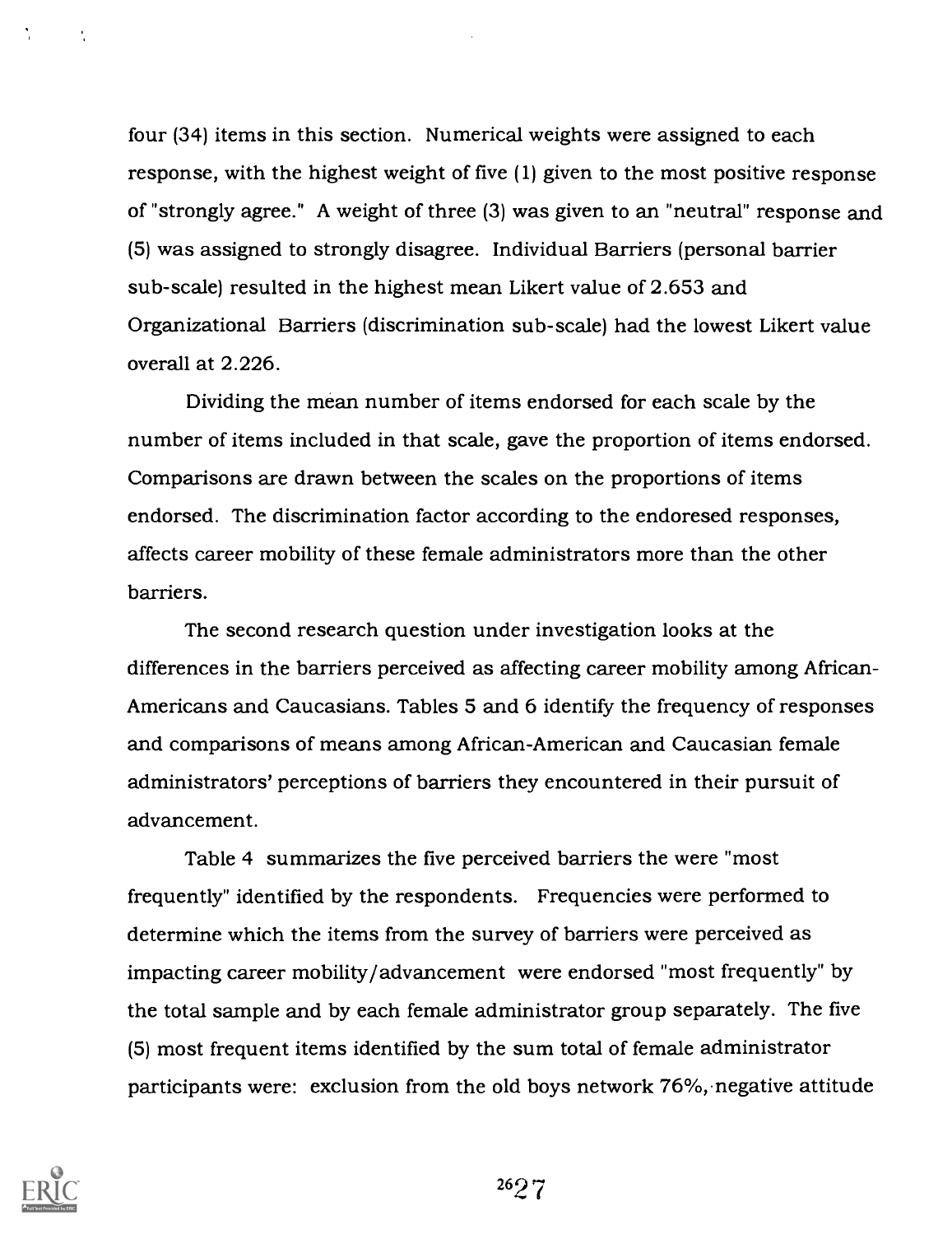four (34) items in this section. Numerical weights were assigned to each response, with the highest weight of five (1) given to the most positive response of "strongly agree." A weight of three (3) was given to an "neutral" response and (5) was assigned to strongly disagree. Individual Barriers (personal barrier sub-scale) resulted in the highest mean Likert value of 2.653 and Organizational Barriers (discrimination sub-scale) had the lowest Likert value overall at 2.226.

Dividing the mean number of items endorsed for each scale by the number of items included in that scale, gave the proportion of items endorsed. Comparisons are drawn between the scales on the proportions of items endorsed. The discrimination factor according to the endoresed responses, affects career mobility of these female administrators more than the other barriers.

The second research question under investigation looks at the differences in the barriers perceived as affecting career mobility among African-Americans and Caucasians. Tables 5 and 6 identify the frequency of responses and comparisons of means among African-American and Caucasian female administrators' perceptions of barriers they encountered in their pursuit of advancement.

Table 4 summarizes the five perceived barriers the were "most frequently" identified by the respondents. Frequencies were performed to determine which the items from the survey of barriers were perceived as impacting career mobility/advancement were endorsed "most frequently" by the total sample and by each female administrator group separately. The five (5) most frequent items identified by the sum total of female administrator participants were: exclusion from the old boys network 76%, negative attitude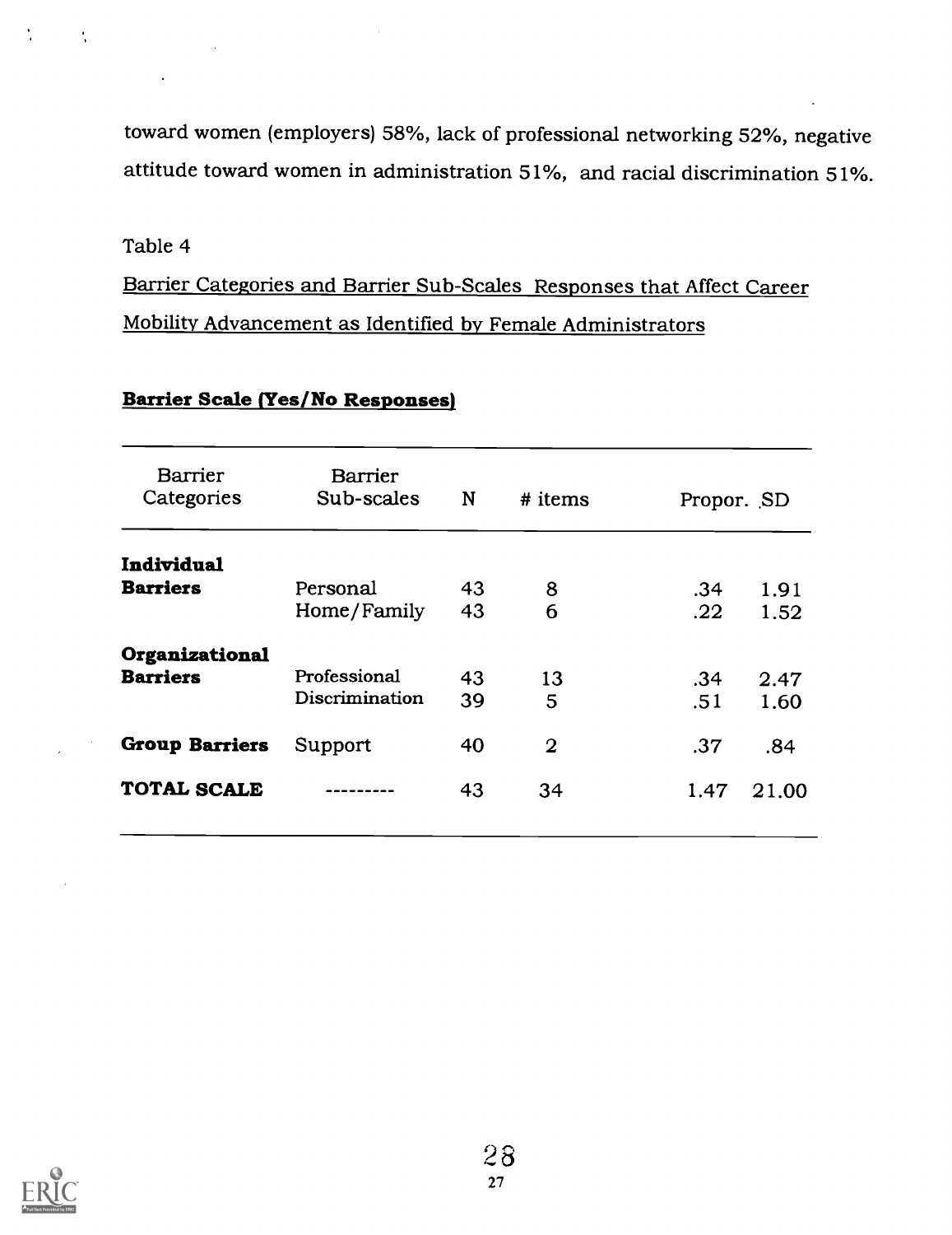toward women (employers) 58%, lack of professional networking 52%, negative attitude toward women in administration 51%, and racial discrimination 51%.

Table 4

Barrier Categories and Barrier Sub-Scales Responses that Affect Career Mobility Advancement as Identified by Female Administrators

**Barrier Scale (Yes/No Responses)**

| Barrier Categories | Barrier Sub-scales | N | # items | Propor. | SD |
|---|---|---|---|---|---|
| **Individual Barriers** | Personal | 43 | 8 | .34 | 1.91 |
| | Home/Family | 43 | 6 | .22 | 1.52 |
| **Organizational Barriers** | Professional | 43 | 13 | .34 | 2.47 |
| | Discrimination | 39 | 5 | .51 | 1.60 |
| **Group Barriers** | Support | 40 | 2 | .37 | .84 |
| **TOTAL SCALE** | --------- | 43 | 34 | 1.47 | 21.00 |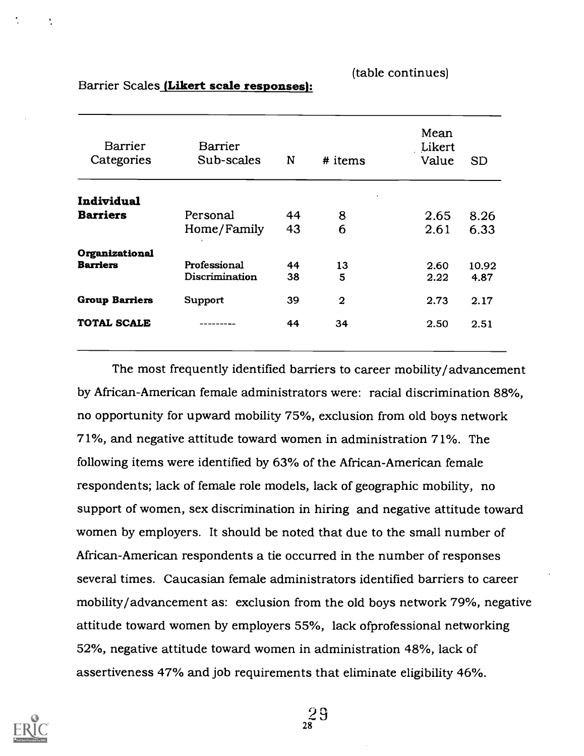(table continues)

Barrier Scales **(Likert scale responses):**

| Barrier Categories | Barrier Sub-scales | N | # items | Mean Likert Value | SD |
|---|---|---|---|---|---|
| **Individual Barriers** | Personal | 44 | 8 | 2.65 | 8.26 |
| | Home/Family | 43 | 6 | 2.61 | 6.33 |
| **Organizational Barriers** | Professional | 44 | 13 | 2.60 | 10.92 |
| | Discrimination | 38 | 5 | 2.22 | 4.87 |
| **Group Barriers** | Support | 39 | 2 | 2.73 | 2.17 |
| **TOTAL SCALE** | --------- | 44 | 34 | 2.50 | 2.51 |

The most frequently identified barriers to career mobility/advancement by African-American female administrators were: racial discrimination 88%, no opportunity for upward mobility 75%, exclusion from old boys network 71%, and negative attitude toward women in administration 71%. The following items were identified by 63% of the African-American female respondents; lack of female role models, lack of geographic mobility, no support of women, sex discrimination in hiring and negative attitude toward women by employers. It should be noted that due to the small number of African-American respondents a tie occurred in the number of responses several times. Caucasian female administrators identified barriers to career mobility/advancement as: exclusion from the old boys network 79%, negative attitude toward women by employers 55%, lack ofprofessional networking 52%, negative attitude toward women in administration 48%, lack of assertiveness 47% and job requirements that eliminate eligibility 46%.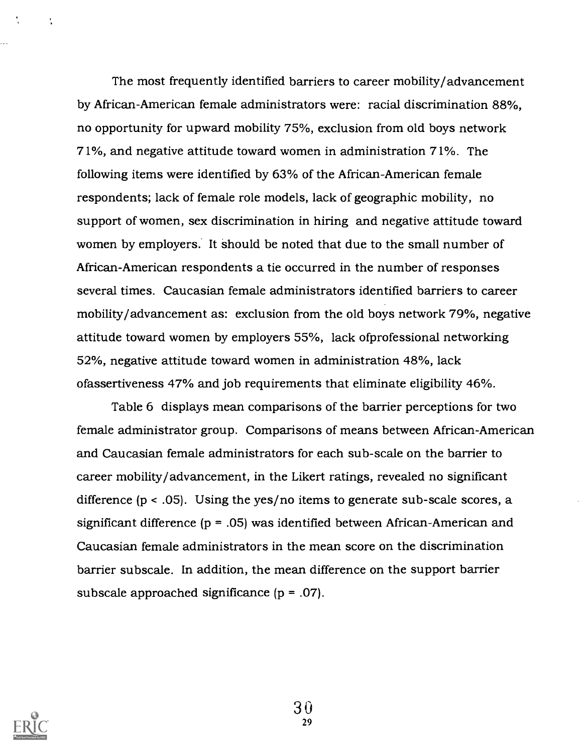The most frequently identified barriers to career mobility/advancement by African-American female administrators were: racial discrimination 88%, no opportunity for upward mobility 75%, exclusion from old boys network 71%, and negative attitude toward women in administration 71%. The following items were identified by 63% of the African-American female respondents; lack of female role models, lack of geographic mobility, no support of women, sex discrimination in hiring and negative attitude toward women by employers. It should be noted that due to the small number of African-American respondents a tie occurred in the number of responses several times. Caucasian female administrators identified barriers to career mobility/advancement as: exclusion from the old boys network 79%, negative attitude toward women by employers 55%, lack ofprofessional networking 52%, negative attitude toward women in administration 48%, lack ofassertiveness 47% and job requirements that eliminate eligibility 46%.

Table 6 displays mean comparisons of the barrier perceptions for two female administrator group. Comparisons of means between African-American and Caucasian female administrators for each sub-scale on the barrier to career mobility/advancement, in the Likert ratings, revealed no significant difference ($p < .05$). Using the yes/no items to generate sub-scale scores, a significant difference ($p = .05$) was identified between African-American and Caucasian female administrators in the mean score on the discrimination barrier subscale. In addition, the mean difference on the support barrier subscale approached significance ($p = .07$).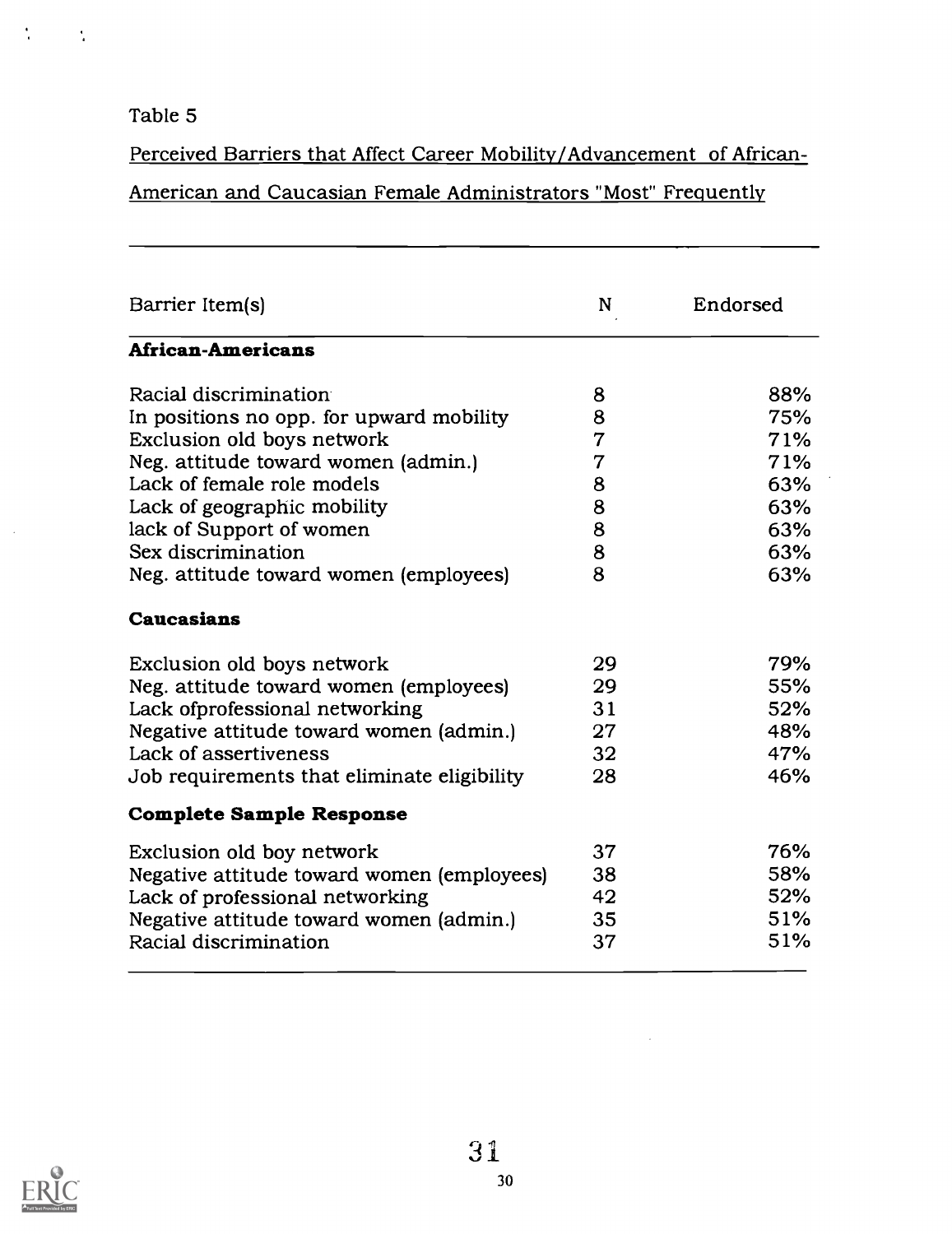Table 5

Perceived Barriers that Affect Career Mobility/Advancement of African-American and Caucasian Female Administrators "Most" Frequently

| Barrier Item(s) | N | Endorsed |
|---|---|---|
| **African-Americans** | | |
| Racial discrimination | 8 | 88% |
| In positions no opp. for upward mobility | 8 | 75% |
| Exclusion old boys network | 7 | 71% |
| Neg. attitude toward women (admin.) | 7 | 71% |
| Lack of female role models | 8 | 63% |
| Lack of geographic mobility | 8 | 63% |
| lack of Support of women | 8 | 63% |
| Sex discrimination | 8 | 63% |
| Neg. attitude toward women (employees) | 8 | 63% |
| **Caucasians** | | |
| Exclusion old boys network | 29 | 79% |
| Neg. attitude toward women (employees) | 29 | 55% |
| Lack ofprofessional networking | 31 | 52% |
| Negative attitude toward women (admin.) | 27 | 48% |
| Lack of assertiveness | 32 | 47% |
| Job requirements that eliminate eligibility | 28 | 46% |
| **Complete Sample Response** | | |
| Exclusion old boy network | 37 | 76% |
| Negative attitude toward women (employees) | 38 | 58% |
| Lack of professional networking | 42 | 52% |
| Negative attitude toward women (admin.) | 35 | 51% |
| Racial discrimination | 37 | 51% |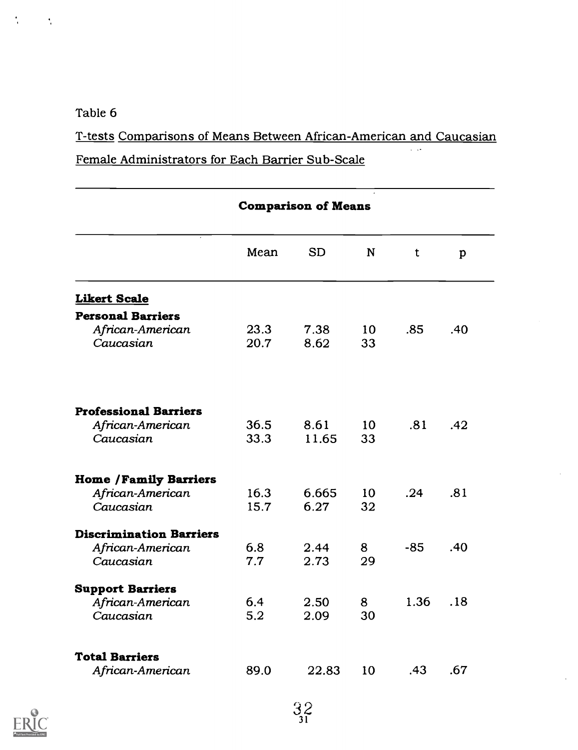Table 6

T-tests Comparisons of Means Between African-American and Caucasian Female Administrators for Each Barrier Sub-Scale

| Comparison of Means | | | | | |
|---|---|---|---|---|---|
| | Mean | SD | N | t | p |
| **Likert Scale** | | | | | |
| **Personal Barriers** | | | | | |
| *African-American* | 23.3 | 7.38 | 10 | .85 | .40 |
| *Caucasian* | 20.7 | 8.62 | 33 | | |
| **Professional Barriers** | | | | | |
| *African-American* | 36.5 | 8.61 | 10 | .81 | .42 |
| *Caucasian* | 33.3 | 11.65 | 33 | | |
| **Home /Family Barriers** | | | | | |
| *African-American* | 16.3 | 6.665 | 10 | .24 | .81 |
| *Caucasian* | 15.7 | 6.27 | 32 | | |
| **Discrimination Barriers** | | | | | |
| *African-American* | 6.8 | 2.44 | 8 | -85 | .40 |
| *Caucasian* | 7.7 | 2.73 | 29 | | |
| **Support Barriers** | | | | | |
| *African-American* | 6.4 | 2.50 | 8 | 1.36 | .18 |
| *Caucasian* | 5.2 | 2.09 | 30 | | |
| **Total Barriers** | | | | | |
| *African-American* | 89.0 | 22.83 | 10 | .43 | .67 |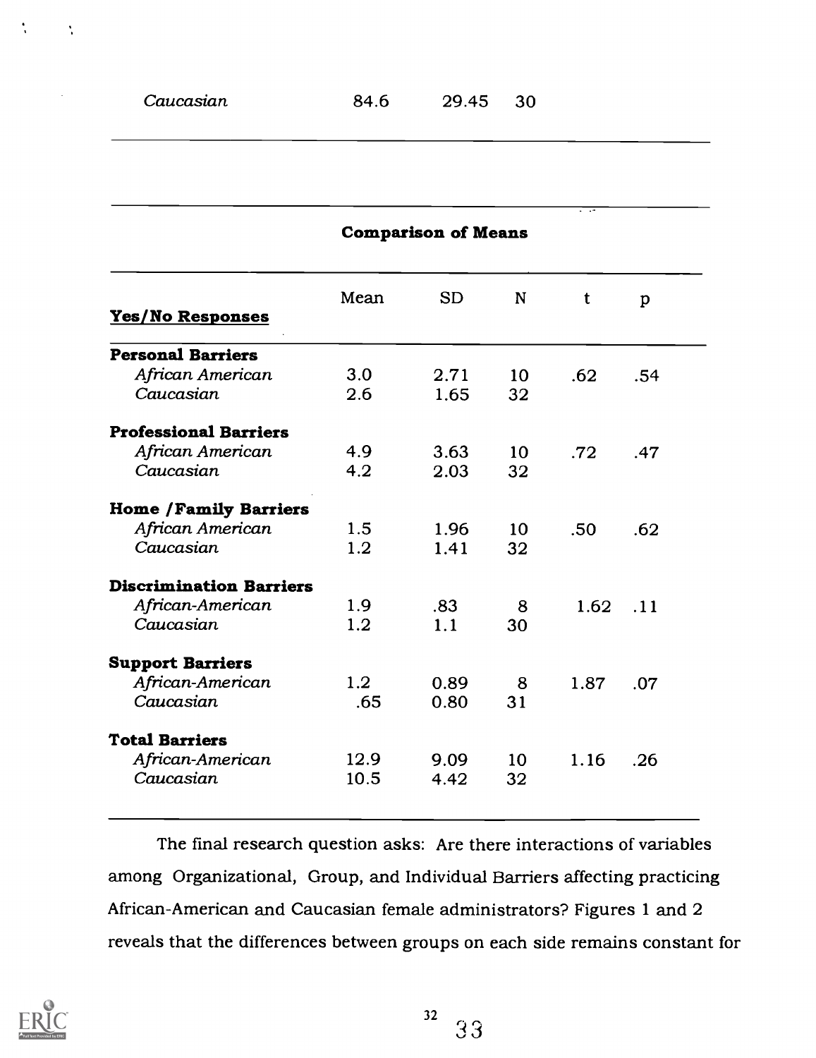| | | | |
|---|---|---|---|
| *Caucasian* | 84.6 | 29.45 | 30 |

**Comparison of Means**

| **Yes/No Responses** | Mean | SD | N | t | p |
|---|---|---|---|---|---|
| **Personal Barriers** | | | | | |
| *African American* | 3.0 | 2.71 | 10 | .62 | .54 |
| *Caucasian* | 2.6 | 1.65 | 32 | | |
| **Professional Barriers** | | | | | |
| *African American* | 4.9 | 3.63 | 10 | .72 | .47 |
| *Caucasian* | 4.2 | 2.03 | 32 | | |
| **Home /Family Barriers** | | | | | |
| *African American* | 1.5 | 1.96 | 10 | .50 | .62 |
| *Caucasian* | 1.2 | 1.41 | 32 | | |
| **Discrimination Barriers** | | | | | |
| *African-American* | 1.9 | .83 | 8 | 1.62 | .11 |
| *Caucasian* | 1.2 | 1.1 | 30 | | |
| **Support Barriers** | | | | | |
| *African-American* | 1.2 | 0.89 | 8 | 1.87 | .07 |
| *Caucasian* | .65 | 0.80 | 31 | | |
| **Total Barriers** | | | | | |
| *African-American* | 12.9 | 9.09 | 10 | 1.16 | .26 |
| *Caucasian* | 10.5 | 4.42 | 32 | | |

The final research question asks: Are there interactions of variables among Organizational, Group, and Individual Barriers affecting practicing African-American and Caucasian female administrators? Figures 1 and 2 reveals that the differences between groups on each side remains constant for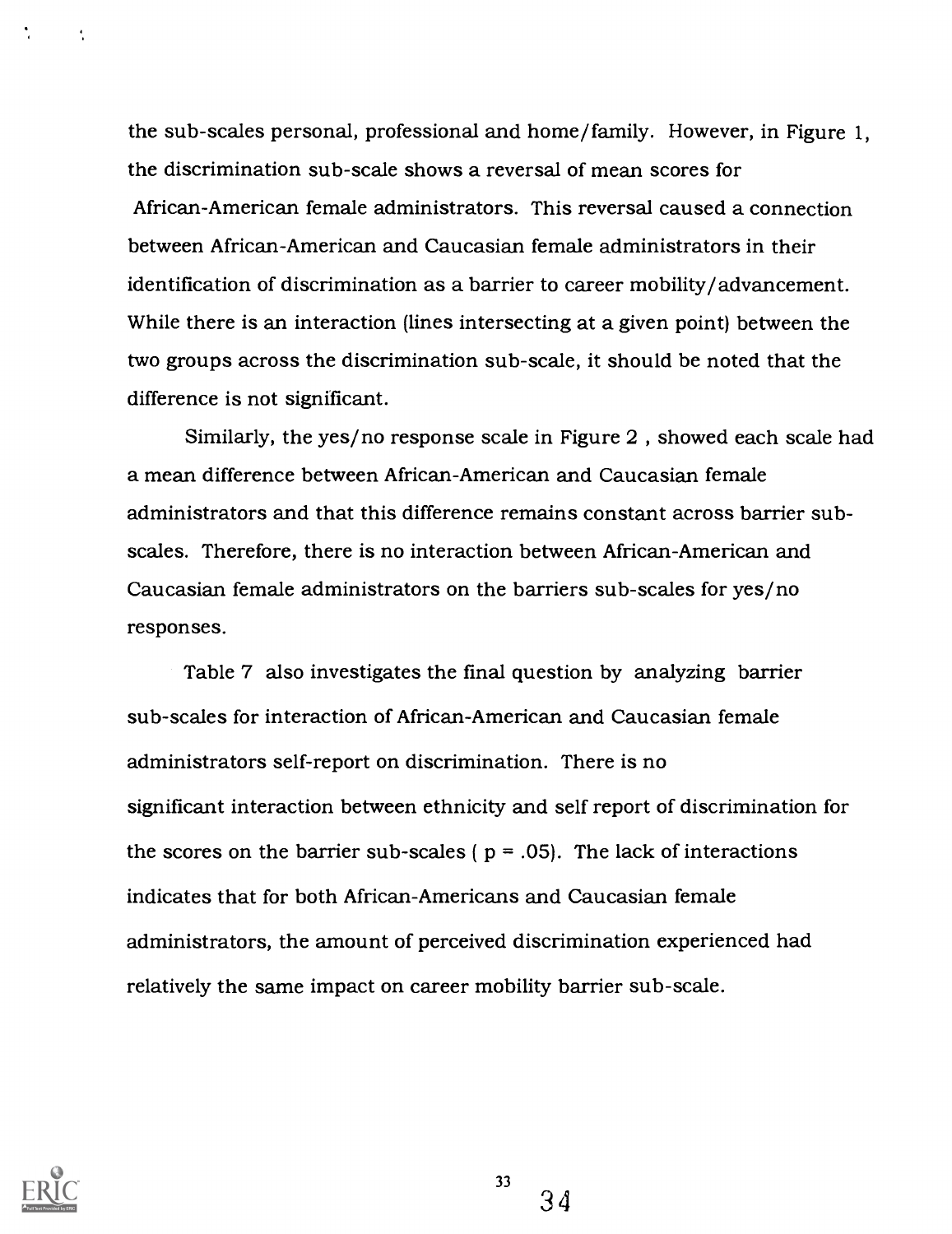the sub-scales personal, professional and home/family. However, in Figure 1, the discrimination sub-scale shows a reversal of mean scores for African-American female administrators. This reversal caused a connection between African-American and Caucasian female administrators in their identification of discrimination as a barrier to career mobility/advancement. While there is an interaction (lines intersecting at a given point) between the two groups across the discrimination sub-scale, it should be noted that the difference is not significant.

Similarly, the yes/no response scale in Figure 2 , showed each scale had a mean difference between African-American and Caucasian female administrators and that this difference remains constant across barrier sub-scales. Therefore, there is no interaction between African-American and Caucasian female administrators on the barriers sub-scales for yes/no responses.

Table 7 also investigates the final question by analyzing barrier sub-scales for interaction of African-American and Caucasian female administrators self-report on discrimination. There is no significant interaction between ethnicity and self report of discrimination for the scores on the barrier sub-scales ( $p = .05$). The lack of interactions indicates that for both African-Americans and Caucasian female administrators, the amount of perceived discrimination experienced had relatively the same impact on career mobility barrier sub-scale.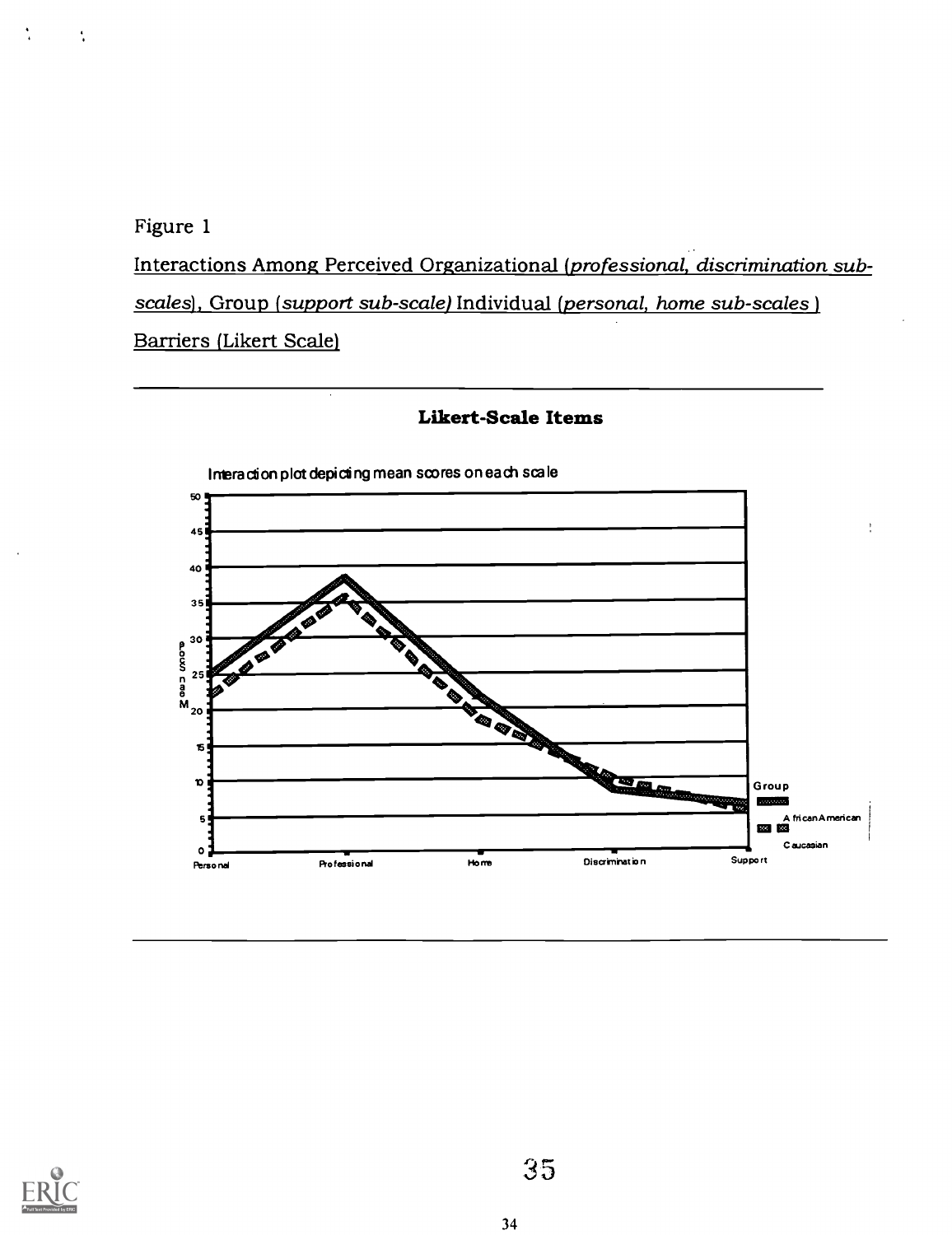Figure 1

Interactions Among Perceived Organizational (*professional, discrimination sub-scales*), Group (*support sub-scale*) Individual (*personal, home sub-scales* ) Barriers (Likert Scale)

**Likert-Scale Items**

Interaction plot depicting mean scores on each scale

Mean Score

50, 45, 40, 35, 30, 25, 20, 15, 10, 5, 0

Personal | Professional | Home | Discrimination | Support

Group

African American

Caucasian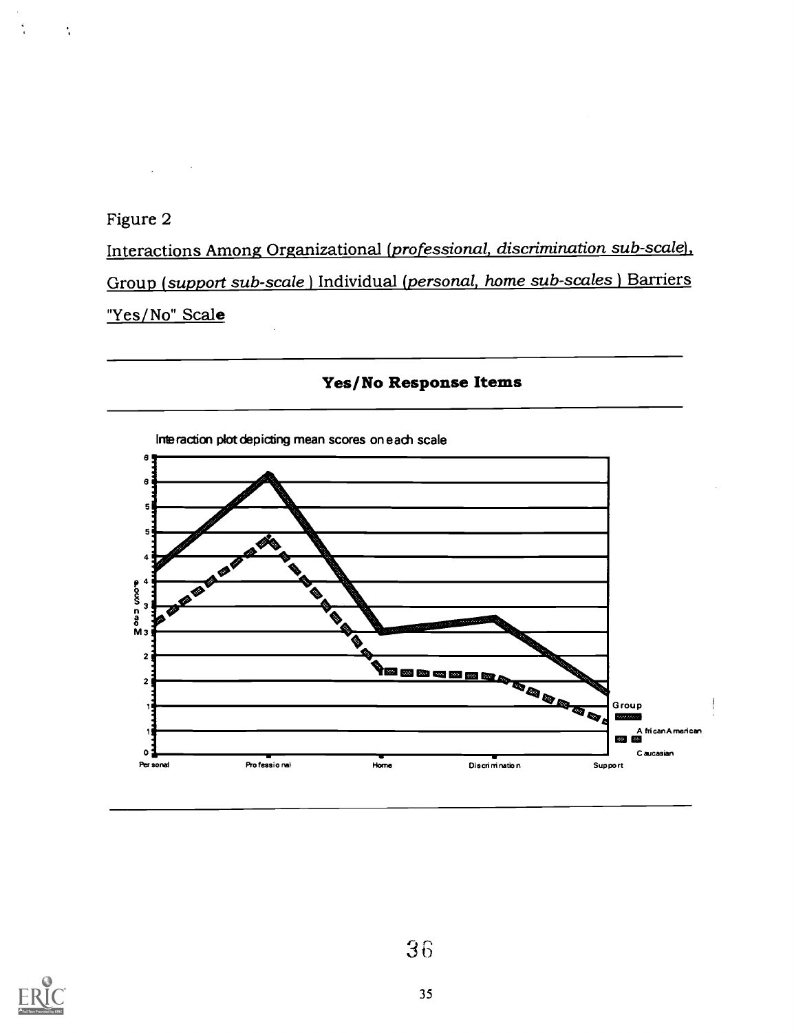Figure 2

Interactions Among Organizational (*professional, discrimination sub-scale*), Group (*support sub-scale* ) Individual (*personal, home sub-scales* ) Barriers "Yes/No" Scale

**Yes/No Response Items**

Interaction plot depicting mean scores on each scale

Mean Score

Group: African American; Caucasian

Personal, Professional, Home, Discrimination, Support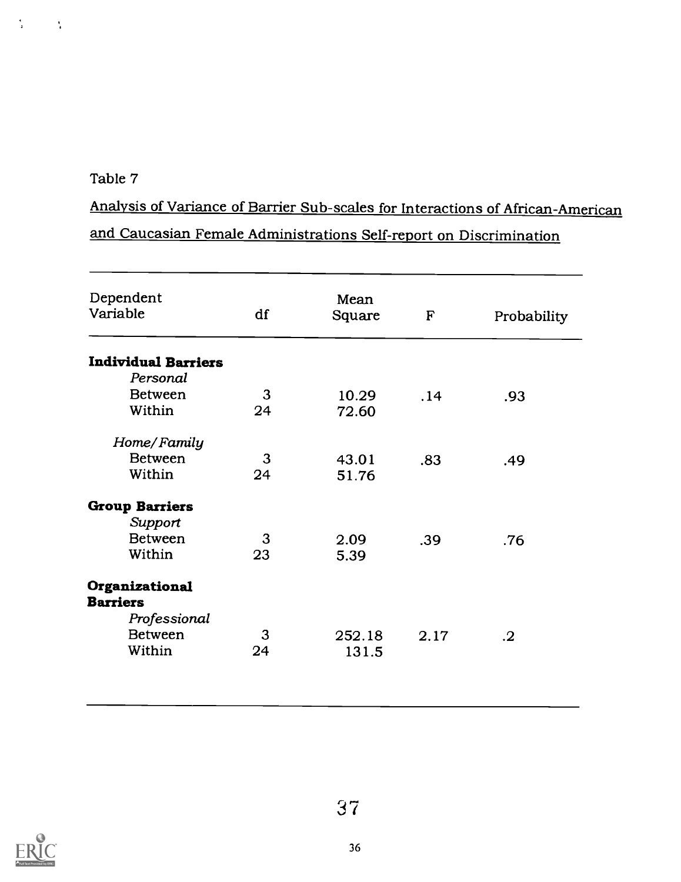Table 7

Analysis of Variance of Barrier Sub-scales for Interactions of African-American and Caucasian Female Administrations Self-report on Discrimination

| Dependent Variable | df | Mean Square | F | Probability |
|---|---|---|---|---|
| **Individual Barriers** | | | | |
| *Personal* | | | | |
| Between | 3 | 10.29 | .14 | .93 |
| Within | 24 | 72.60 | | |
| *Home/Family* | | | | |
| Between | 3 | 43.01 | .83 | .49 |
| Within | 24 | 51.76 | | |
| **Group Barriers** | | | | |
| *Support* | | | | |
| Between | 3 | 2.09 | .39 | .76 |
| Within | 23 | 5.39 | | |
| **Organizational Barriers** | | | | |
| *Professional* | | | | |
| Between | 3 | 252.18 | 2.17 | .2 |
| Within | 24 | 131.5 | | |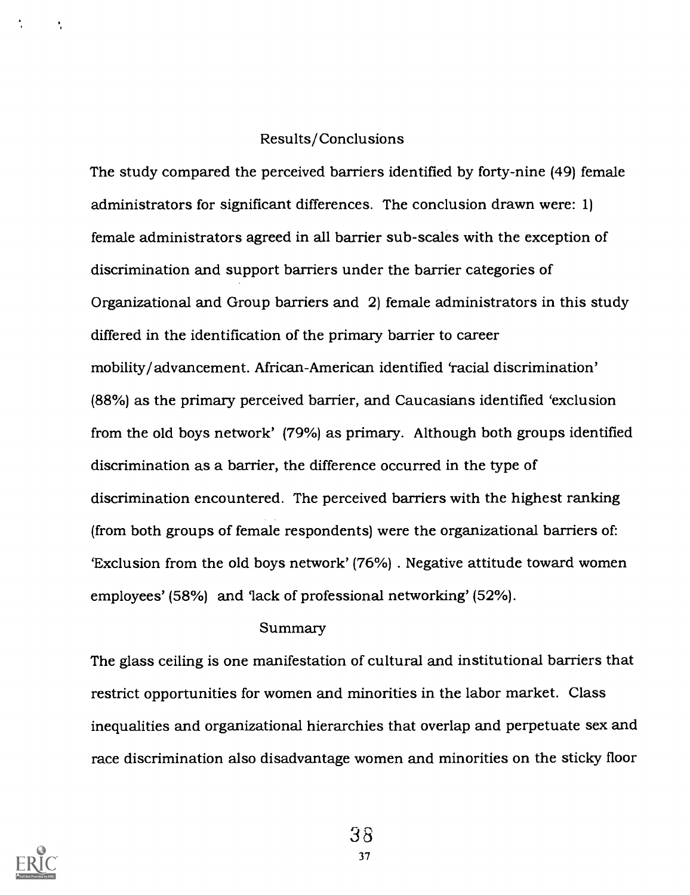## Results/Conclusions

The study compared the perceived barriers identified by forty-nine (49) female administrators for significant differences. The conclusion drawn were: 1) female administrators agreed in all barrier sub-scales with the exception of discrimination and support barriers under the barrier categories of Organizational and Group barriers and 2) female administrators in this study differed in the identification of the primary barrier to career mobility/advancement. African-American identified 'racial discrimination' (88%) as the primary perceived barrier, and Caucasians identified 'exclusion from the old boys network' (79%) as primary. Although both groups identified discrimination as a barrier, the difference occurred in the type of discrimination encountered. The perceived barriers with the highest ranking (from both groups of female respondents) were the organizational barriers of: 'Exclusion from the old boys network' (76%) . Negative attitude toward women employees' (58%) and 'lack of professional networking' (52%).

## Summary

The glass ceiling is one manifestation of cultural and institutional barriers that restrict opportunities for women and minorities in the labor market. Class inequalities and organizational hierarchies that overlap and perpetuate sex and race discrimination also disadvantage women and minorities on the sticky floor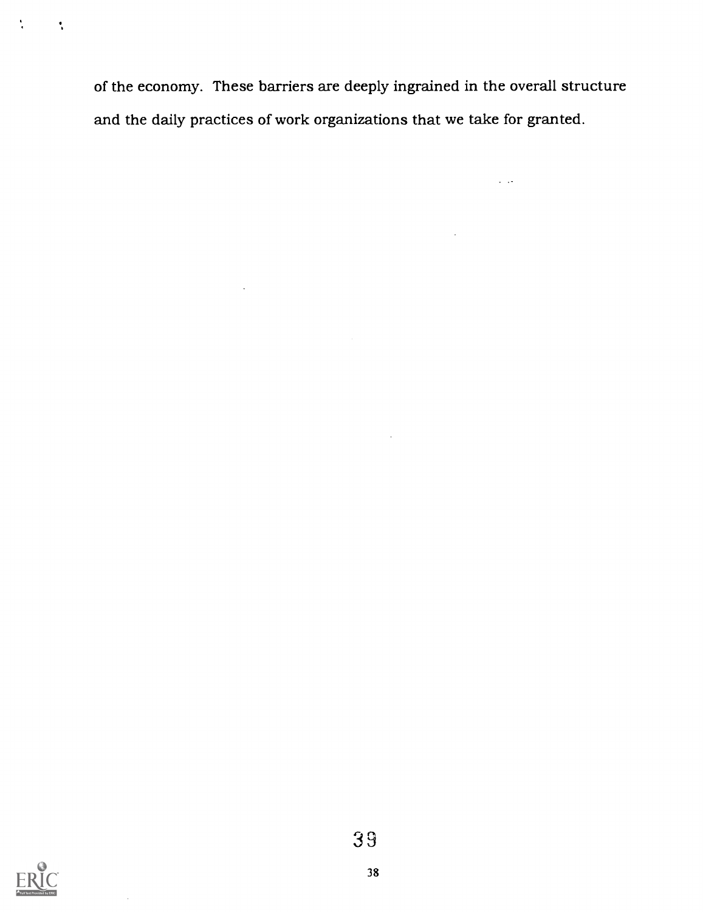of the economy. These barriers are deeply ingrained in the overall structure and the daily practices of work organizations that we take for granted.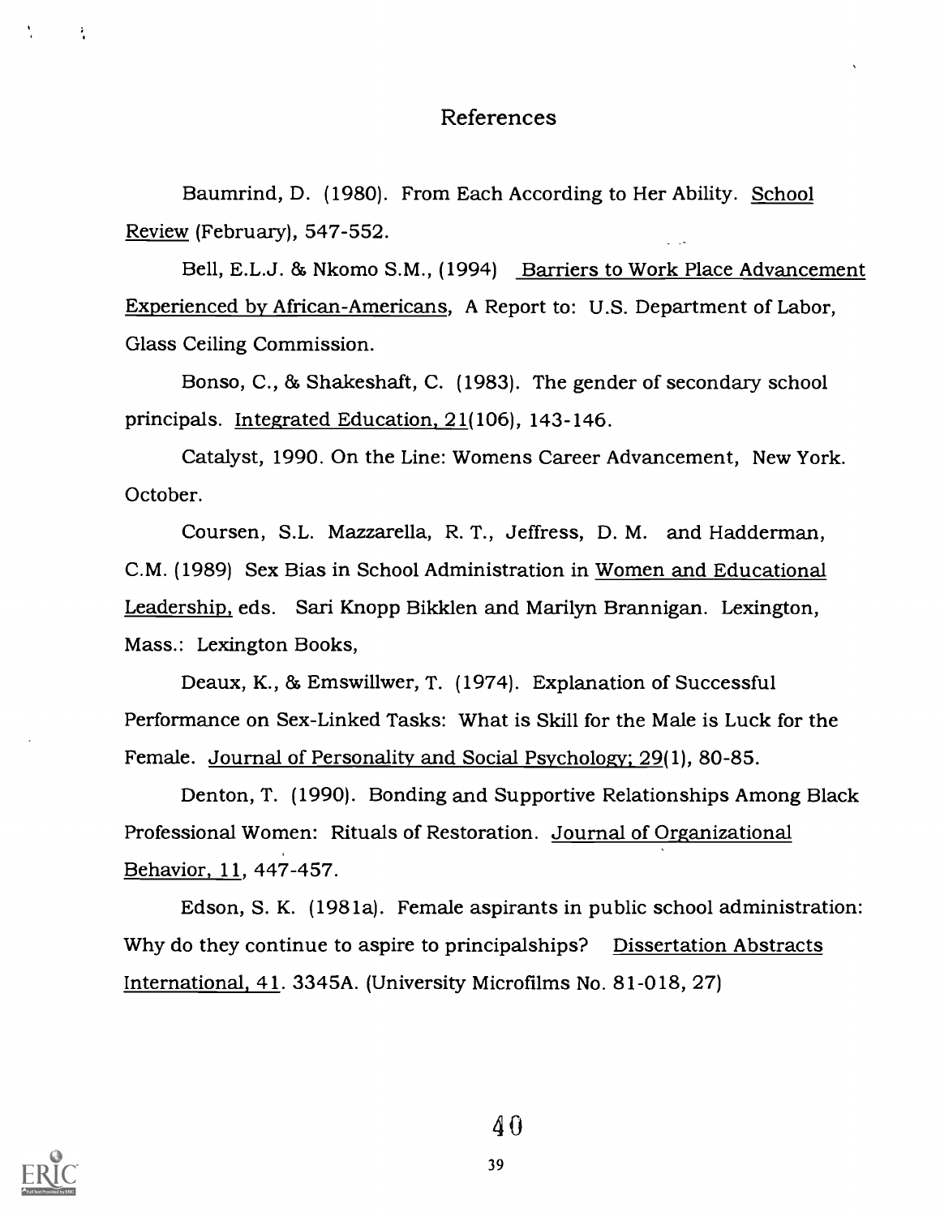## References

Baumrind, D. (1980). From Each According to Her Ability. School Review (February), 547-552.

Bell, E.L.J. & Nkomo S.M., (1994) Barriers to Work Place Advancement Experienced by African-Americans, A Report to: U.S. Department of Labor, Glass Ceiling Commission.

Bonso, C., & Shakeshaft, C. (1983). The gender of secondary school principals. Integrated Education, 21(106), 143-146.

Catalyst, 1990. On the Line: Womens Career Advancement, New York. October.

Coursen, S.L. Mazzarella, R. T., Jeffress, D. M. and Hadderman, C.M. (1989) Sex Bias in School Administration in Women and Educational Leadership, eds. Sari Knopp Bikklen and Marilyn Brannigan. Lexington, Mass.: Lexington Books,

Deaux, K., & Emswillwer, T. (1974). Explanation of Successful Performance on Sex-Linked Tasks: What is Skill for the Male is Luck for the Female. Journal of Personality and Social Psychology; 29(1), 80-85.

Denton, T. (1990). Bonding and Supportive Relationships Among Black Professional Women: Rituals of Restoration. Journal of Organizational Behavior, 11, 447-457.

Edson, S. K. (1981a). Female aspirants in public school administration: Why do they continue to aspire to principalships? Dissertation Abstracts International, 41. 3345A. (University Microfilms No. 81-018, 27)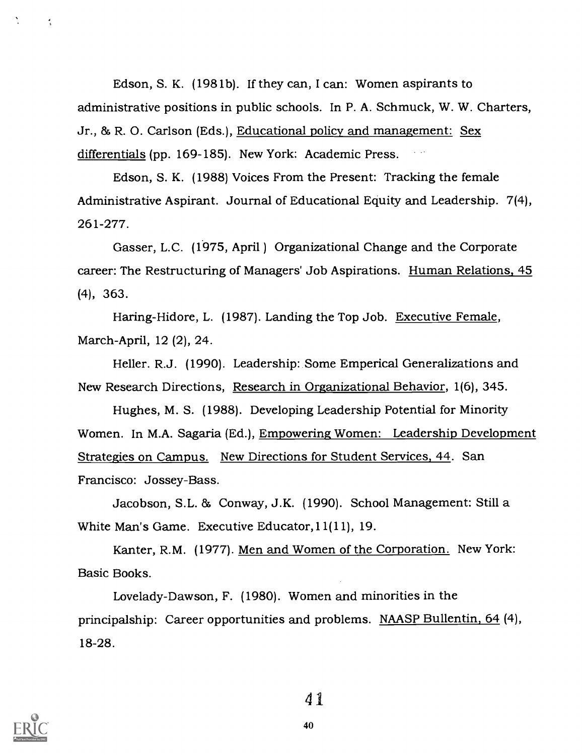Edson, S. K. (1981b). If they can, I can: Women aspirants to administrative positions in public schools. In P. A. Schmuck, W. W. Charters, Jr., & R. O. Carlson (Eds.), Educational policy and management: Sex differentials (pp. 169-185). New York: Academic Press.

Edson, S. K. (1988) Voices From the Present: Tracking the female Administrative Aspirant. Journal of Educational Equity and Leadership. 7(4), 261-277.

Gasser, L.C. (1975, April) Organizational Change and the Corporate career: The Restructuring of Managers' Job Aspirations. Human Relations, 45 (4), 363.

Haring-Hidore, L. (1987). Landing the Top Job. Executive Female, March-April, 12 (2), 24.

Heller. R.J. (1990). Leadership: Some Emperical Generalizations and New Research Directions, Research in Organizational Behavior, 1(6), 345.

Hughes, M. S. (1988). Developing Leadership Potential for Minority Women. In M.A. Sagaria (Ed.), Empowering Women: Leadership Development Strategies on Campus. New Directions for Student Services, 44. San Francisco: Jossey-Bass.

Jacobson, S.L. & Conway, J.K. (1990). School Management: Still a White Man's Game. Executive Educator, 11(11), 19.

Kanter, R.M. (1977). Men and Women of the Corporation. New York: Basic Books.

Lovelady-Dawson, F. (1980). Women and minorities in the principalship: Career opportunities and problems. NAASP Bullentin, 64 (4), 18-28.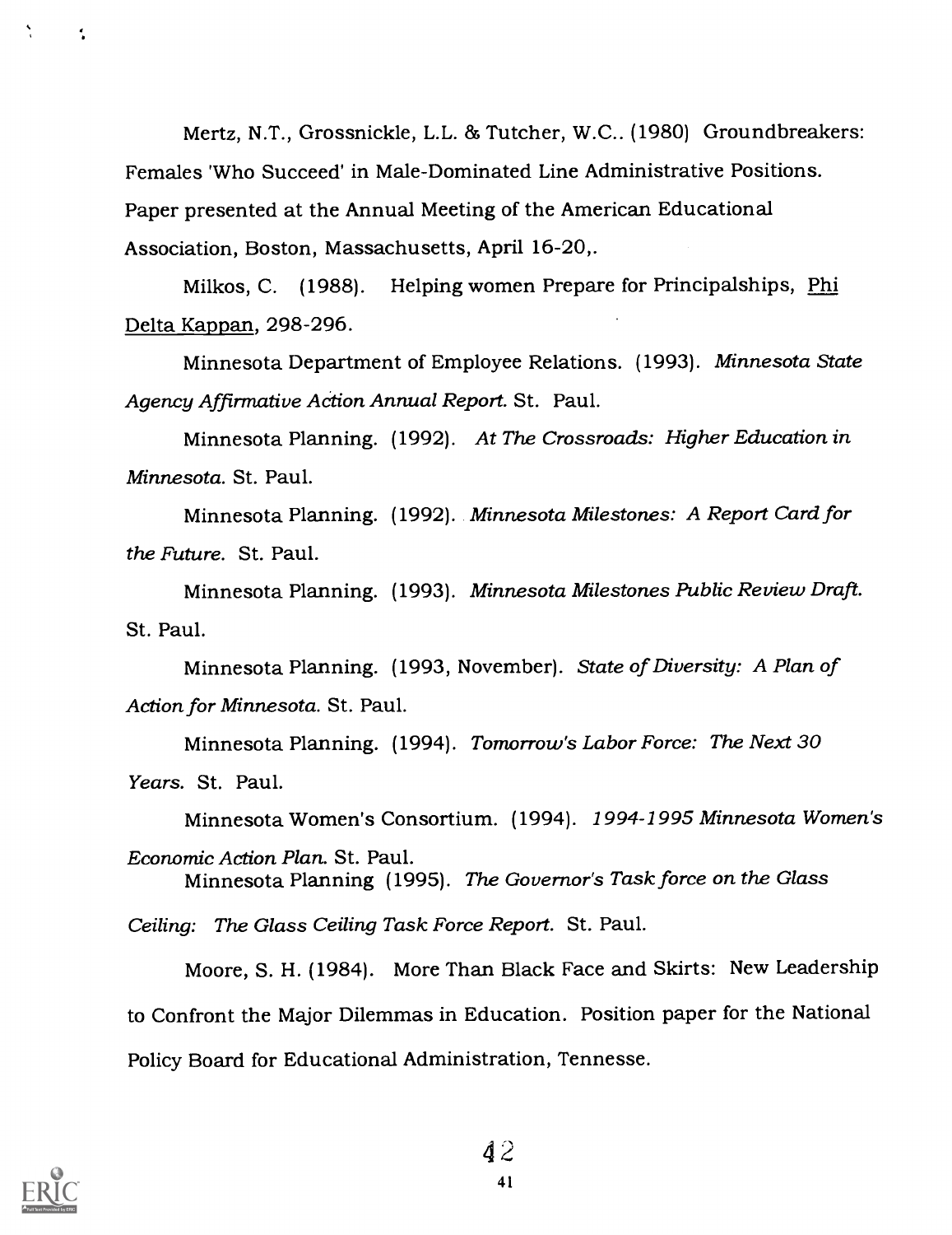Mertz, N.T., Grossnickle, L.L. & Tutcher, W.C.. (1980) Groundbreakers: Females 'Who Succeed' in Male-Dominated Line Administrative Positions. Paper presented at the Annual Meeting of the American Educational Association, Boston, Massachusetts, April 16-20,.

Milkos, C. (1988). Helping women Prepare for Principalships, Phi Delta Kappan, 298-296.

Minnesota Department of Employee Relations. (1993). *Minnesota State Agency Affirmative Action Annual Report.* St. Paul.

Minnesota Planning. (1992). *At The Crossroads: Higher Education in Minnesota.* St. Paul.

Minnesota Planning. (1992). *Minnesota Milestones: A Report Card for the Future.* St. Paul.

Minnesota Planning. (1993). *Minnesota Milestones Public Review Draft.* St. Paul.

Minnesota Planning. (1993, November). *State of Diversity: A Plan of Action for Minnesota.* St. Paul.

Minnesota Planning. (1994). *Tomorrow's Labor Force: The Next 30 Years.* St. Paul.

Minnesota Women's Consortium. (1994). *1994-1995 Minnesota Women's Economic Action Plan.* St. Paul.

Minnesota Planning (1995). *The Governor's Task force on the Glass Ceiling: The Glass Ceiling Task Force Report.* St. Paul.

Moore, S. H. (1984). More Than Black Face and Skirts: New Leadership to Confront the Major Dilemmas in Education. Position paper for the National Policy Board for Educational Administration, Tennesse.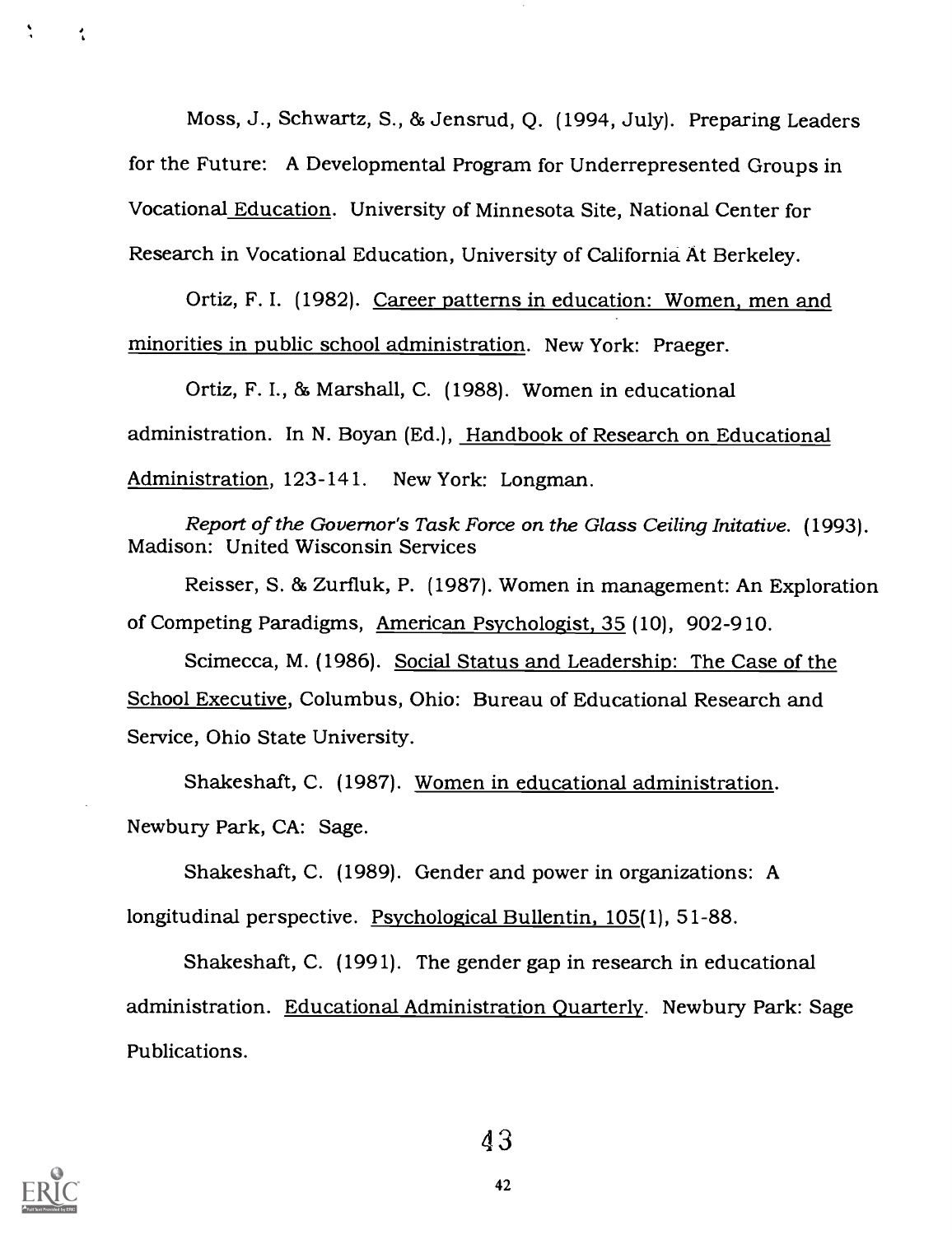Moss, J., Schwartz, S., & Jensrud, Q. (1994, July). Preparing Leaders for the Future: A Developmental Program for Underrepresented Groups in Vocational Education. University of Minnesota Site, National Center for Research in Vocational Education, University of California At Berkeley.

Ortiz, F. I. (1982). Career patterns in education: Women, men and minorities in public school administration. New York: Praeger.

Ortiz, F. I., & Marshall, C. (1988). Women in educational administration. In N. Boyan (Ed.), Handbook of Research on Educational Administration, 123-141. New York: Longman.

*Report of the Governor's Task Force on the Glass Ceiling Initative.* (1993). Madison: United Wisconsin Services

Reisser, S. & Zurfluk, P. (1987). Women in management: An Exploration of Competing Paradigms, American Psychologist, 35 (10), 902-910.

Scimecca, M. (1986). Social Status and Leadership: The Case of the School Executive, Columbus, Ohio: Bureau of Educational Research and Service, Ohio State University.

Shakeshaft, C. (1987). Women in educational administration. Newbury Park, CA: Sage.

Shakeshaft, C. (1989). Gender and power in organizations: A longitudinal perspective. Psychological Bullentin, 105(1), 51-88.

Shakeshaft, C. (1991). The gender gap in research in educational administration. Educational Administration Quarterly. Newbury Park: Sage Publications.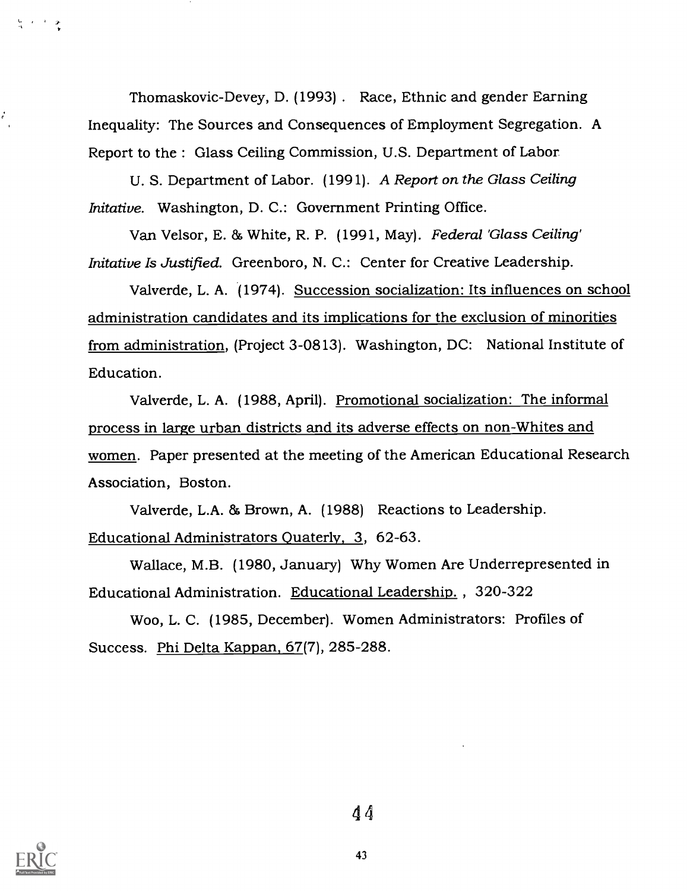Thomaskovic-Devey, D. (1993) . Race, Ethnic and gender Earning Inequality: The Sources and Consequences of Employment Segregation. A Report to the : Glass Ceiling Commission, U.S. Department of Labor

U. S. Department of Labor. (1991). *A Report on the Glass Ceiling Initative.* Washington, D. C.: Government Printing Office.

Van Velsor, E. & White, R. P. (1991, May). *Federal 'Glass Ceiling' Initative Is Justified.* Greenboro, N. C.: Center for Creative Leadership.

Valverde, L. A. (1974). Succession socialization: Its influences on school administration candidates and its implications for the exclusion of minorities from administration, (Project 3-0813). Washington, DC: National Institute of Education.

Valverde, L. A. (1988, April). Promotional socialization: The informal process in large urban districts and its adverse effects on non-Whites and women. Paper presented at the meeting of the American Educational Research Association, Boston.

Valverde, L.A. & Brown, A. (1988) Reactions to Leadership. Educational Administrators Quaterly, 3, 62-63.

Wallace, M.B. (1980, January) Why Women Are Underrepresented in Educational Administration. Educational Leadership. , 320-322

Woo, L. C. (1985, December). Women Administrators: Profiles of Success. Phi Delta Kappan, 67(7), 285-288.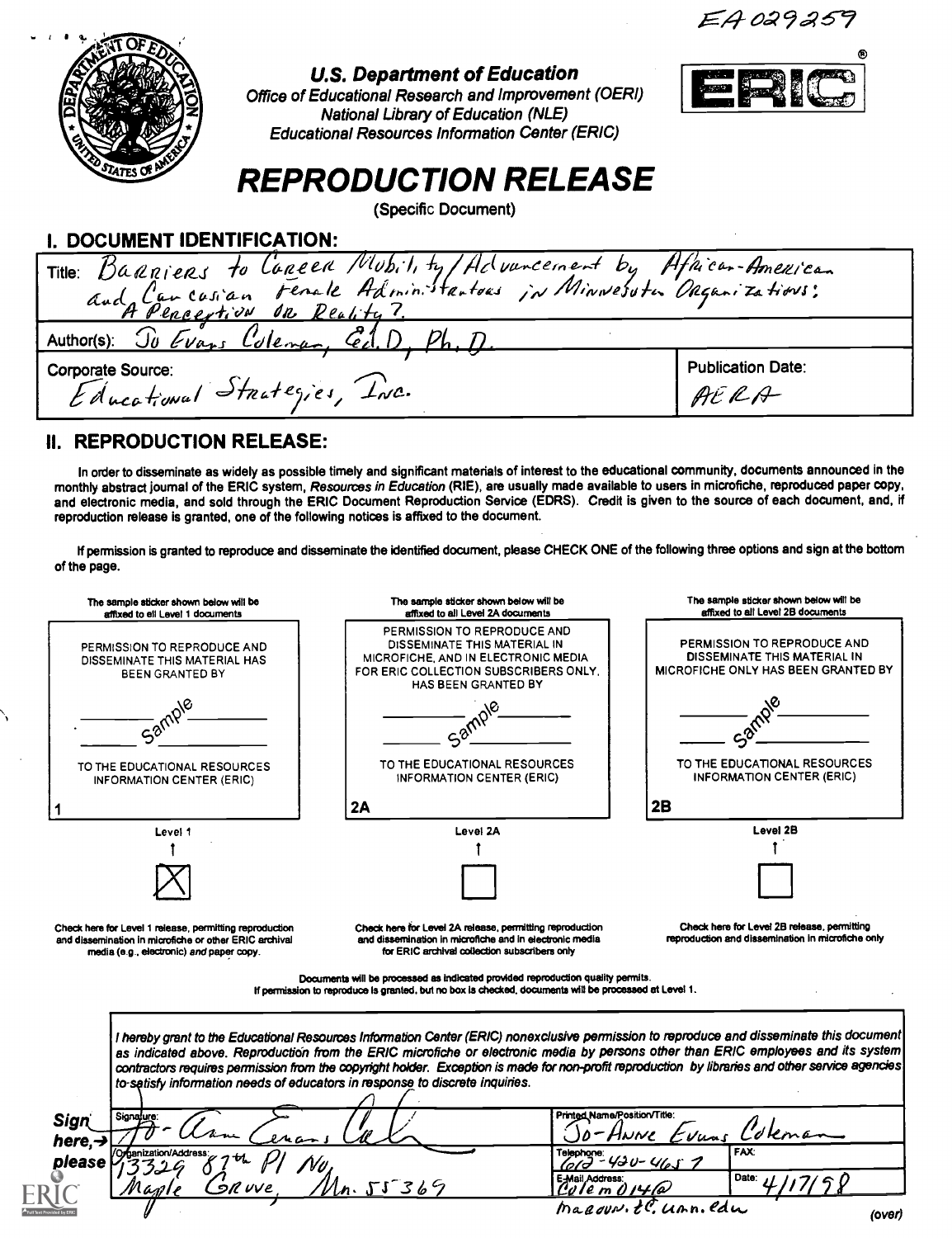EA 029259

U.S. Department of Education
Office of Educational Research and Improvement (OERI)
National Library of Education (NLE)
Educational Resources Information Center (ERIC)

ERIC®

# REPRODUCTION RELEASE

(Specific Document)

## I. DOCUMENT IDENTIFICATION:

Title: Barriers to Career Mobility/Advancement by African-American and Caucasian Female Administrators in Minnesota Organizations: A Perception or Reality?

Author(s): Jo Evans Coleman, Ed.D, Ph.D.

Corporate Source: Educational Strategies, Inc.

Publication Date: AERA

## II. REPRODUCTION RELEASE:

In order to disseminate as widely as possible timely and significant materials of interest to the educational community, documents announced in the monthly abstract journal of the ERIC system, *Resources in Education* (RIE), are usually made available to users in microfiche, reproduced paper copy, and electronic media, and sold through the ERIC Document Reproduction Service (EDRS). Credit is given to the source of each document, and, if reproduction release is granted, one of the following notices is affixed to the document.

If permission is granted to reproduce and disseminate the identified document, please CHECK ONE of the following three options and sign at the bottom of the page.

| The sample sticker shown below will be affixed to all Level 1 documents | The sample sticker shown below will be affixed to all Level 2A documents | The sample sticker shown below will be affixed to all Level 2B documents |
|---|---|---|
| PERMISSION TO REPRODUCE AND DISSEMINATE THIS MATERIAL HAS BEEN GRANTED BY<br>Sample<br>TO THE EDUCATIONAL RESOURCES INFORMATION CENTER (ERIC) | PERMISSION TO REPRODUCE AND DISSEMINATE THIS MATERIAL IN MICROFICHE, AND IN ELECTRONIC MEDIA FOR ERIC COLLECTION SUBSCRIBERS ONLY, HAS BEEN GRANTED BY<br>Sample<br>TO THE EDUCATIONAL RESOURCES INFORMATION CENTER (ERIC) | PERMISSION TO REPRODUCE AND DISSEMINATE THIS MATERIAL IN MICROFICHE ONLY HAS BEEN GRANTED BY<br>Sample<br>TO THE EDUCATIONAL RESOURCES INFORMATION CENTER (ERIC) |
| 1 | 2A | 2B |
| Level 1 | Level 2A | Level 2B |
| [X] | [ ] | [ ] |
| Check here for Level 1 release, permitting reproduction and dissemination in microfiche or other ERIC archival media (e.g., electronic) *and* paper copy. | Check here for Level 2A release, permitting reproduction and dissemination in microfiche and in electronic media for ERIC archival collection subscribers only | Check here for Level 2B release, permitting reproduction and dissemination in microfiche only |

Documents will be processed as indicated provided reproduction quality permits.
If permission to reproduce is granted, but no box is checked, documents will be processed at Level 1.

*I hereby grant to the Educational Resources Information Center (ERIC) nonexclusive permission to reproduce and disseminate this document as indicated above. Reproduction from the ERIC microfiche or electronic media by persons other than ERIC employees and its system contractors requires permission from the copyright holder. Exception is made for non-profit reproduction by libraries and other service agencies to satisfy information needs of educators in response to discrete inquiries.*

Sign here, → please

| Signature: Jo-Anne Evans Cole | Printed Name/Position/Title: Jo-Anne Evans Coleman | |
|---|---|---|
| Organization/Address: 13329 87th Pl No, Maple Grove, Mn. 55369 | Telephone: 612-420-4657 | FAX: |
| | E-Mail Address: Colem014@maroon.tc.umn.edu | Date: 4/17/98 |

(over)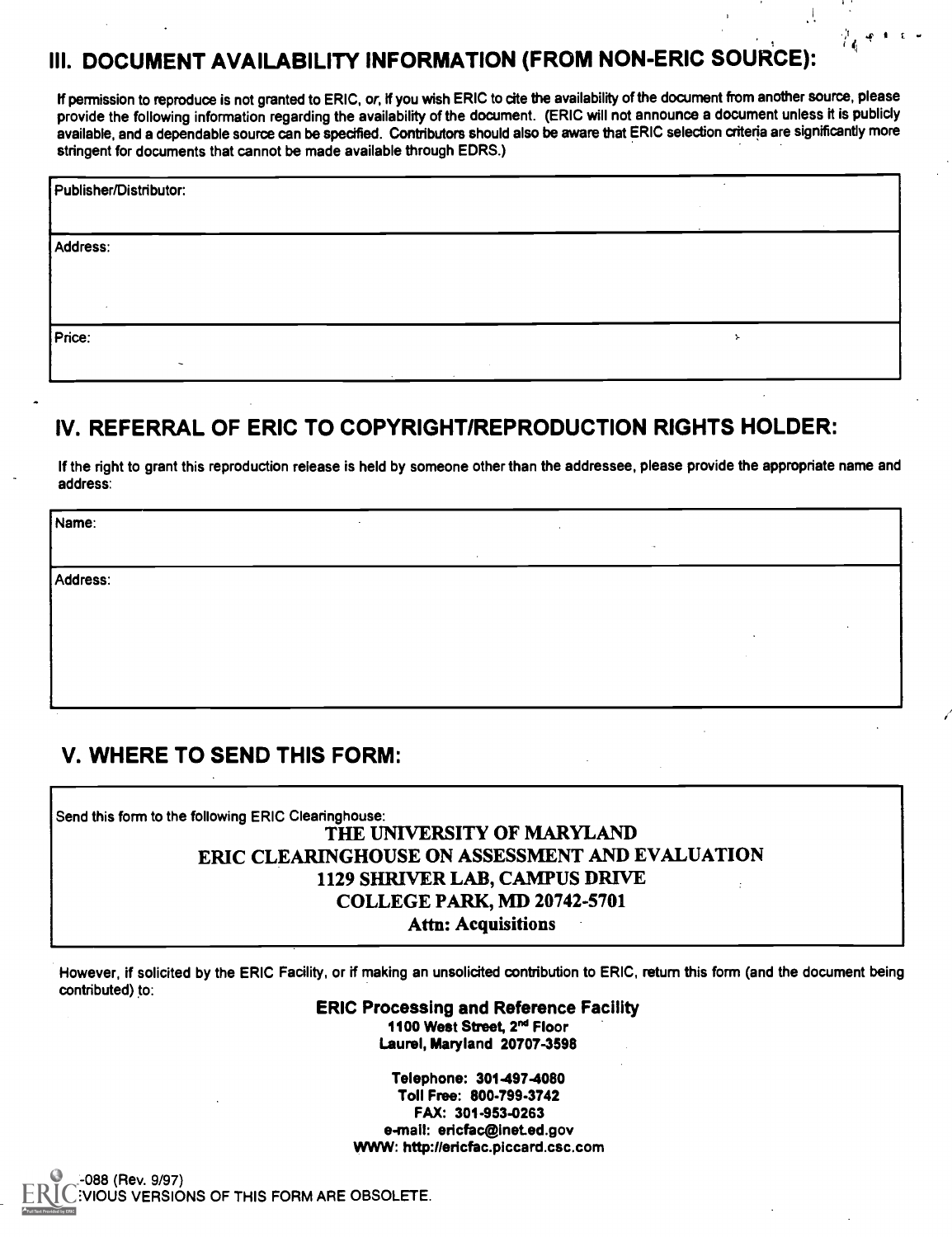## III. DOCUMENT AVAILABILITY INFORMATION (FROM NON-ERIC SOURCE):

If permission to reproduce is not granted to ERIC, or, if you wish ERIC to cite the availability of the document from another source, please provide the following information regarding the availability of the document. (ERIC will not announce a document unless it is publicly available, and a dependable source can be specified. Contributors should also be aware that ERIC selection criteria are significantly more stringent for documents that cannot be made available through EDRS.)

| |
|---|
| Publisher/Distributor: |
| Address: |
| Price: |

## IV. REFERRAL OF ERIC TO COPYRIGHT/REPRODUCTION RIGHTS HOLDER:

If the right to grant this reproduction release is held by someone other than the addressee, please provide the appropriate name and address:

| |
|---|
| Name: |
| Address: |

## V. WHERE TO SEND THIS FORM:

Send this form to the following ERIC Clearinghouse:

**THE UNIVERSITY OF MARYLAND**
**ERIC CLEARINGHOUSE ON ASSESSMENT AND EVALUATION**
**1129 SHRIVER LAB, CAMPUS DRIVE**
**COLLEGE PARK, MD 20742-5701**
**Attn: Acquisitions**

However, if solicited by the ERIC Facility, or if making an unsolicited contribution to ERIC, return this form (and the document being contributed) to:

**ERIC Processing and Reference Facility**
**1100 West Street, 2nd Floor**
**Laurel, Maryland 20707-3598**

**Telephone: 301-497-4080**
**Toll Free: 800-799-3742**
**FAX: 301-953-0263**
**e-mail: ericfac@inet.ed.gov**
**WWW: http://ericfac.piccard.csc.com**

-088 (Rev. 9/97)
:VIOUS VERSIONS OF THIS FORM ARE OBSOLETE.